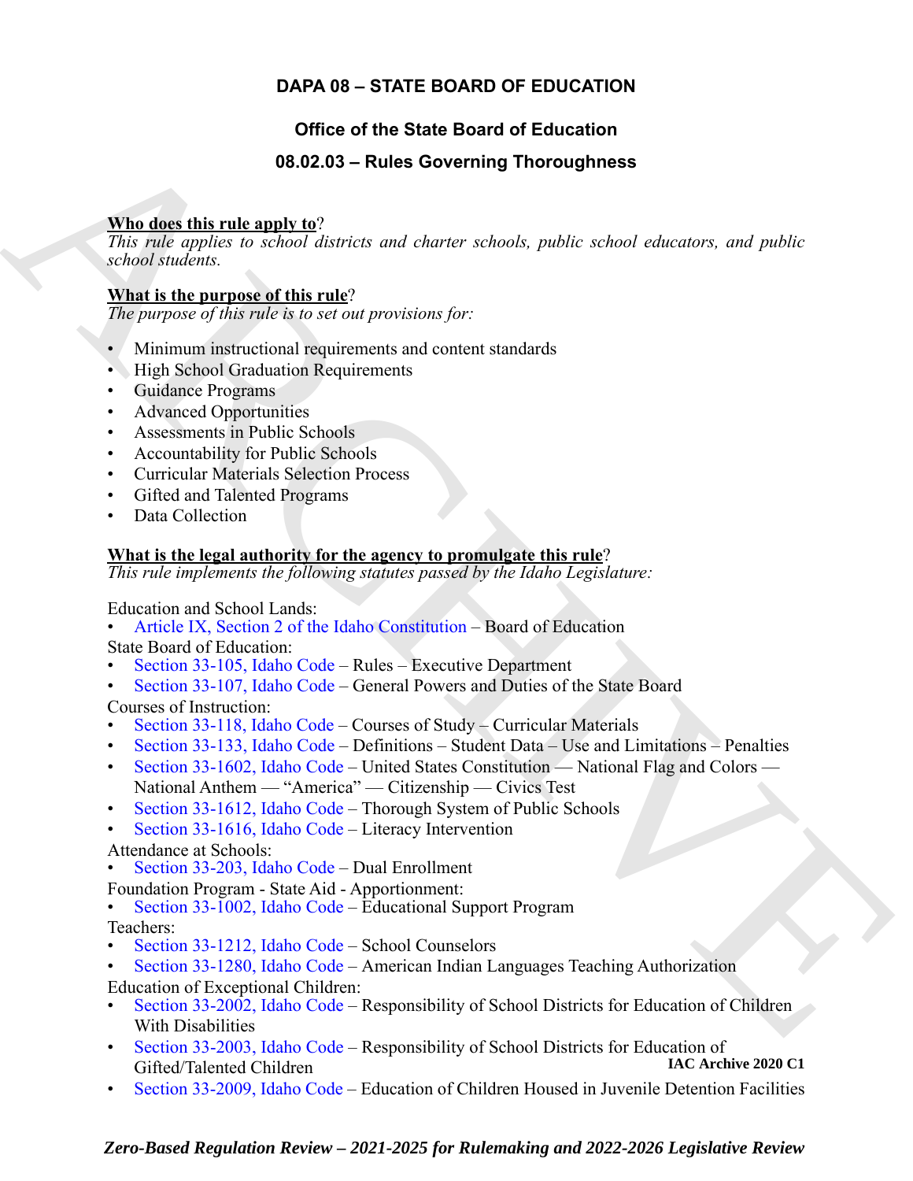# DAPA 08 – STATE BOARD OF EDUCATION

## Office of the State Board of Education

## 08.02.03 – Rules Governing Thoroughness

**Who does this rule apply to**?

*This rule applies to school districts and charter schools, public school educators, and public school students.*

**What is the purpose of this rule**?

*The purpose of this rule is to set out provisions for:*

- Minimum instructional requirements and content standards
- High School Graduation Requirements
- Guidance Programs
- Advanced Opportunities
- Assessments in Public Schools
- Accountability for Public Schools
- Curricular Materials Selection Process
- Gifted and Talented Programs
- Data Collection

**What is the legal authority for the agency to promulgate this rule**?

*This rule implements the following statutes passed by the Idaho Legislature:*

Education and School Lands:
- Article IX, Section 2 of the Idaho Constitution – Board of Education

State Board of Education:
- Section 33-105, Idaho Code – Rules – Executive Department
- Section 33-107, Idaho Code – General Powers and Duties of the State Board

Courses of Instruction:
- Section 33-118, Idaho Code – Courses of Study – Curricular Materials
- Section 33-133, Idaho Code – Definitions – Student Data – Use and Limitations – Penalties
- Section 33-1602, Idaho Code – United States Constitution — National Flag and Colors — National Anthem — "America" — Citizenship — Civics Test
- Section 33-1612, Idaho Code – Thorough System of Public Schools
- Section 33-1616, Idaho Code – Literacy Intervention

Attendance at Schools:
- Section 33-203, Idaho Code – Dual Enrollment

Foundation Program - State Aid - Apportionment:
- Section 33-1002, Idaho Code – Educational Support Program

Teachers:
- Section 33-1212, Idaho Code – School Counselors
- Section 33-1280, Idaho Code – American Indian Languages Teaching Authorization

Education of Exceptional Children:
- Section 33-2002, Idaho Code – Responsibility of School Districts for Education of Children With Disabilities
- Section 33-2003, Idaho Code – Responsibility of School Districts for Education of Gifted/Talented Children
- Section 33-2009, Idaho Code – Education of Children Housed in Juvenile Detention Facilities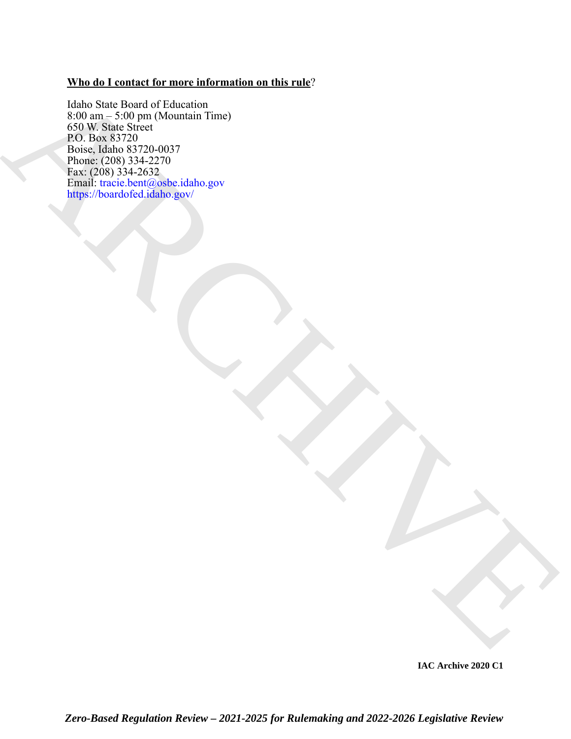**Who do I contact for more information on this rule**?

Idaho State Board of Education
8:00 am – 5:00 pm (Mountain Time)
650 W. State Street
P.O. Box 83720
Boise, Idaho 83720-0037
Phone: (208) 334-2270
Fax: (208) 334-2632
Email: tracie.bent@osbe.idaho.gov
https://boardofed.idaho.gov/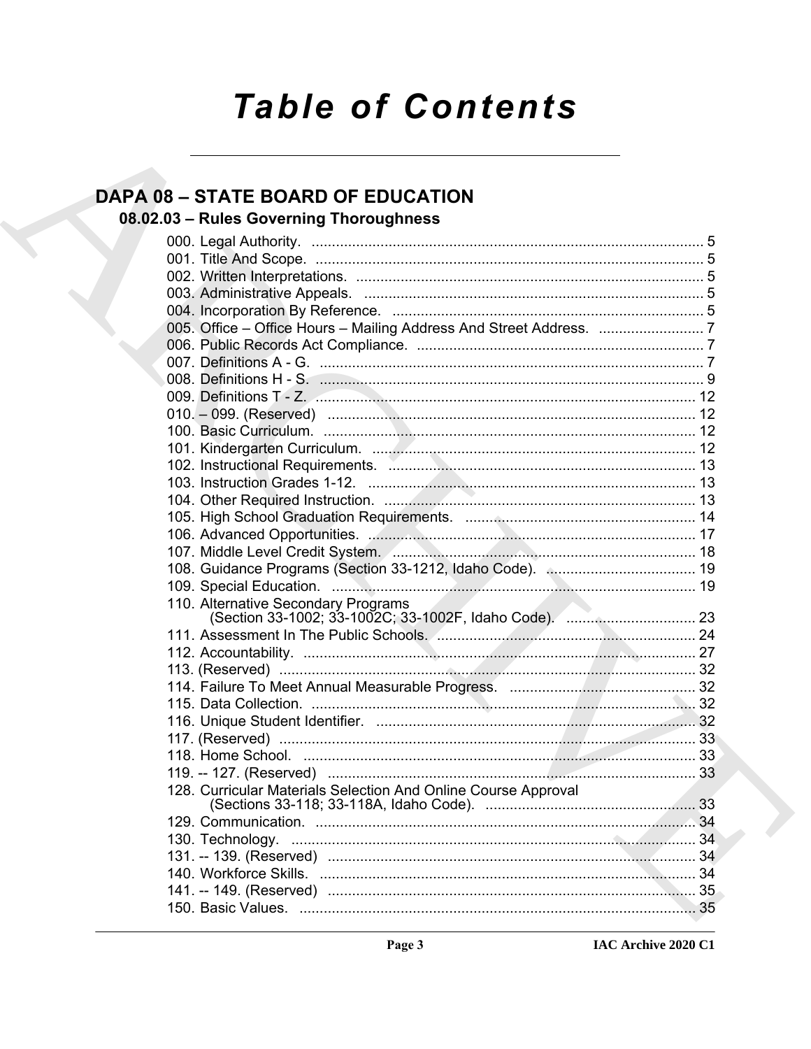# Table of Contents

## DAPA 08 – STATE BOARD OF EDUCATION

### 08.02.03 – Rules Governing Thoroughness

000. Legal Authority. ........................................................................................ 5
001. Title And Scope. ........................................................................................ 5
002. Written Interpretations. ............................................................................. 5
003. Administrative Appeals. ............................................................................ 5
004. Incorporation By Reference. ..................................................................... 5
005. Office – Office Hours – Mailing Address And Street Address. .......................... 7
006. Public Records Act Compliance. ............................................................... 7
007. Definitions A - G. ...................................................................................... 7
008. Definitions H - S. ...................................................................................... 9
009. Definitions T - Z. ...................................................................................... 12
010. – 099. (Reserved) .................................................................................... 12
100. Basic Curriculum. ..................................................................................... 12
101. Kindergarten Curriculum. ......................................................................... 12
102. Instructional Requirements. ..................................................................... 13
103. Instruction Grades 1-12. .......................................................................... 13
104. Other Required Instruction. ..................................................................... 13
105. High School Graduation Requirements. ..................................................... 14
106. Advanced Opportunities. .......................................................................... 17
107. Middle Level Credit System. ..................................................................... 18
108. Guidance Programs (Section 33-1212, Idaho Code). ..................................... 19
109. Special Education. ................................................................................... 19
110. Alternative Secondary Programs (Section 33-1002; 33-1002C; 33-1002F, Idaho Code). ................................ 23
111. Assessment In The Public Schools. ........................................................... 24
112. Accountability. ......................................................................................... 27
113. (Reserved) ............................................................................................... 32
114. Failure To Meet Annual Measurable Progress. .............................................. 32
115. Data Collection. ....................................................................................... 32
116. Unique Student Identifier. ........................................................................ 32
117. (Reserved) ............................................................................................... 33
118. Home School. .......................................................................................... 33
119. -- 127. (Reserved) .................................................................................... 33
128. Curricular Materials Selection And Online Course Approval (Sections 33-118; 33-118A, Idaho Code). .................................................... 33
129. Communication. ....................................................................................... 34
130. Technology. ............................................................................................. 34
131. -- 139. (Reserved) .................................................................................... 34
140. Workforce Skills. ...................................................................................... 34
141. -- 149. (Reserved) .................................................................................... 35
150. Basic Values. ........................................................................................... 35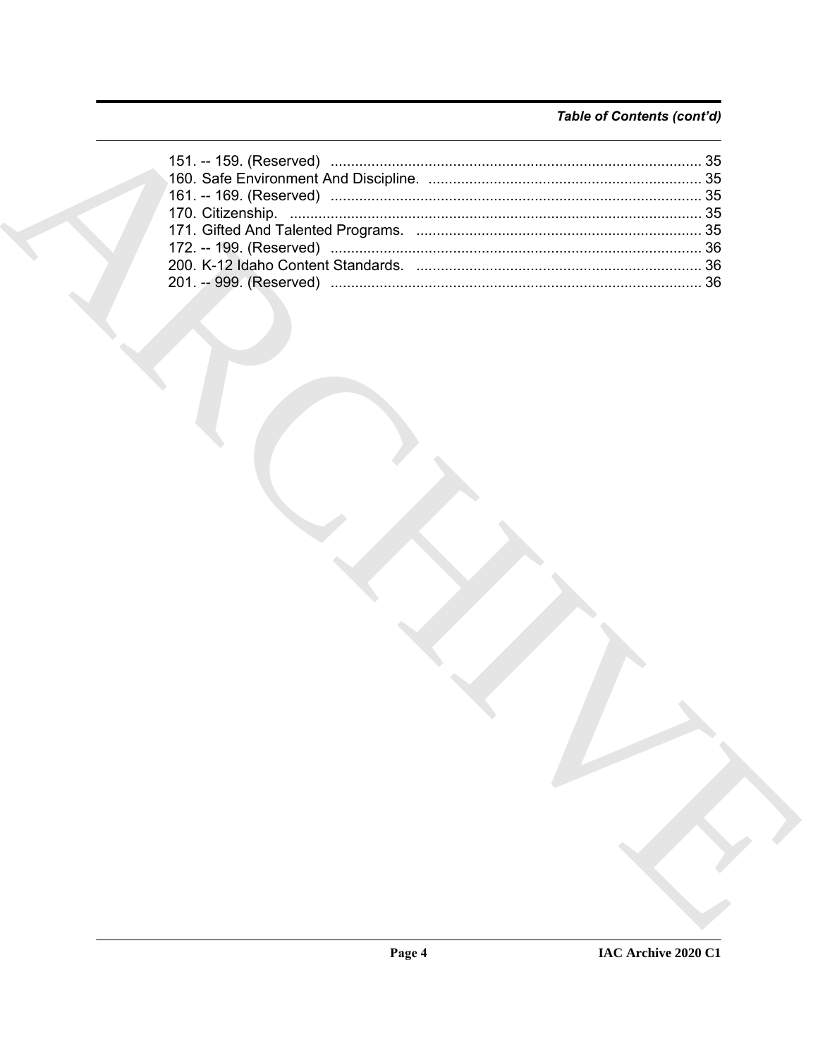*Table of Contents (cont'd)*

151. -- 159. (Reserved) .......................................................................................... 35
160. Safe Environment And Discipline. .................................................................. 35
161. -- 169. (Reserved) .......................................................................................... 35
170. Citizenship. .................................................................................................... 35
171. Gifted And Talented Programs. ..................................................................... 35
172. -- 199. (Reserved) .......................................................................................... 36
200. K-12 Idaho Content Standards. ..................................................................... 36
201. -- 999. (Reserved) .......................................................................................... 36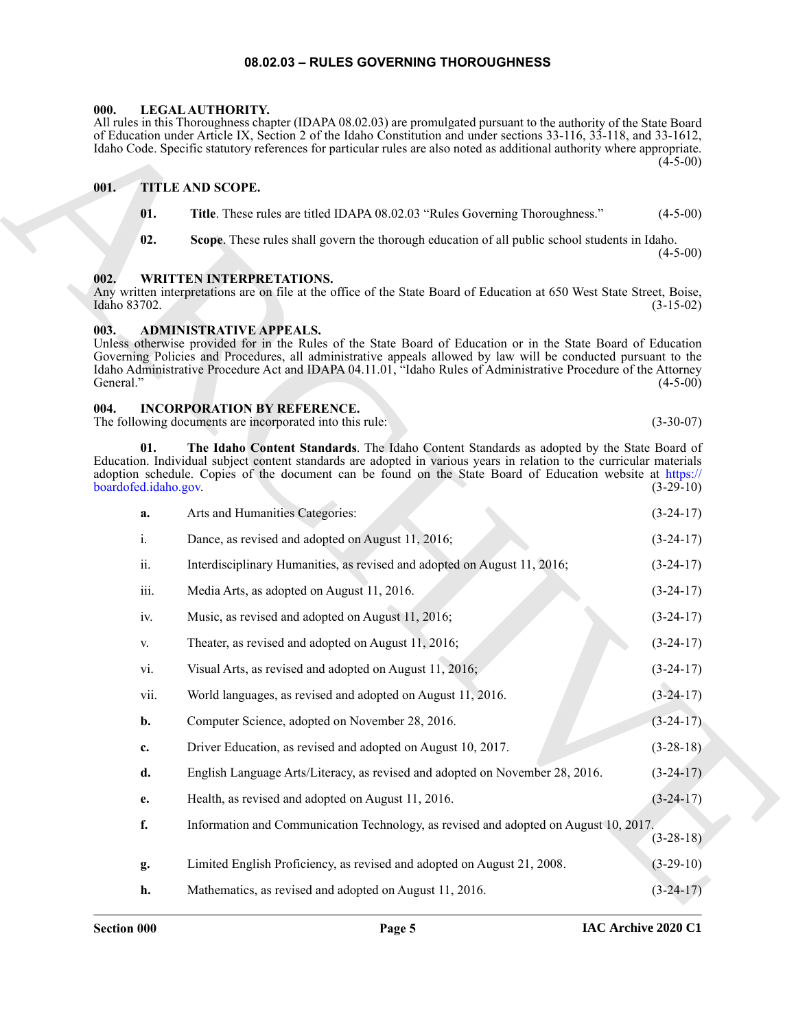# 08.02.03 – RULES GOVERNING THOROUGHNESS

**000. LEGAL AUTHORITY.**
All rules in this Thoroughness chapter (IDAPA 08.02.03) are promulgated pursuant to the authority of the State Board of Education under Article IX, Section 2 of the Idaho Constitution and under sections 33-116, 33-118, and 33-1612, Idaho Code. Specific statutory references for particular rules are also noted as additional authority where appropriate. (4-5-00)

**001. TITLE AND SCOPE.**

**01. Title**. These rules are titled IDAPA 08.02.03 "Rules Governing Thoroughness." (4-5-00)

**02. Scope**. These rules shall govern the thorough education of all public school students in Idaho. (4-5-00)

**002. WRITTEN INTERPRETATIONS.**
Any written interpretations are on file at the office of the State Board of Education at 650 West State Street, Boise, Idaho 83702. (3-15-02)

**003. ADMINISTRATIVE APPEALS.**
Unless otherwise provided for in the Rules of the State Board of Education or in the State Board of Education Governing Policies and Procedures, all administrative appeals allowed by law will be conducted pursuant to the Idaho Administrative Procedure Act and IDAPA 04.11.01, "Idaho Rules of Administrative Procedure of the Attorney General." (4-5-00)

**004. INCORPORATION BY REFERENCE.**
The following documents are incorporated into this rule: (3-30-07)

**01. The Idaho Content Standards**. The Idaho Content Standards as adopted by the State Board of Education. Individual subject content standards are adopted in various years in relation to the curricular materials adoption schedule. Copies of the document can be found on the State Board of Education website at https://boardofed.idaho.gov. (3-29-10)

**a.** Arts and Humanities Categories: (3-24-17)

i. Dance, as revised and adopted on August 11, 2016; (3-24-17)

ii. Interdisciplinary Humanities, as revised and adopted on August 11, 2016; (3-24-17)

iii. Media Arts, as adopted on August 11, 2016. (3-24-17)

iv. Music, as revised and adopted on August 11, 2016; (3-24-17)

v. Theater, as revised and adopted on August 11, 2016; (3-24-17)

vi. Visual Arts, as revised and adopted on August 11, 2016; (3-24-17)

vii. World languages, as revised and adopted on August 11, 2016. (3-24-17)

**b.** Computer Science, adopted on November 28, 2016. (3-24-17)

**c.** Driver Education, as revised and adopted on August 10, 2017. (3-28-18)

**d.** English Language Arts/Literacy, as revised and adopted on November 28, 2016. (3-24-17)

**e.** Health, as revised and adopted on August 11, 2016. (3-24-17)

**f.** Information and Communication Technology, as revised and adopted on August 10, 2017. (3-28-18)

**g.** Limited English Proficiency, as revised and adopted on August 21, 2008. (3-29-10)

**h.** Mathematics, as revised and adopted on August 11, 2016. (3-24-17)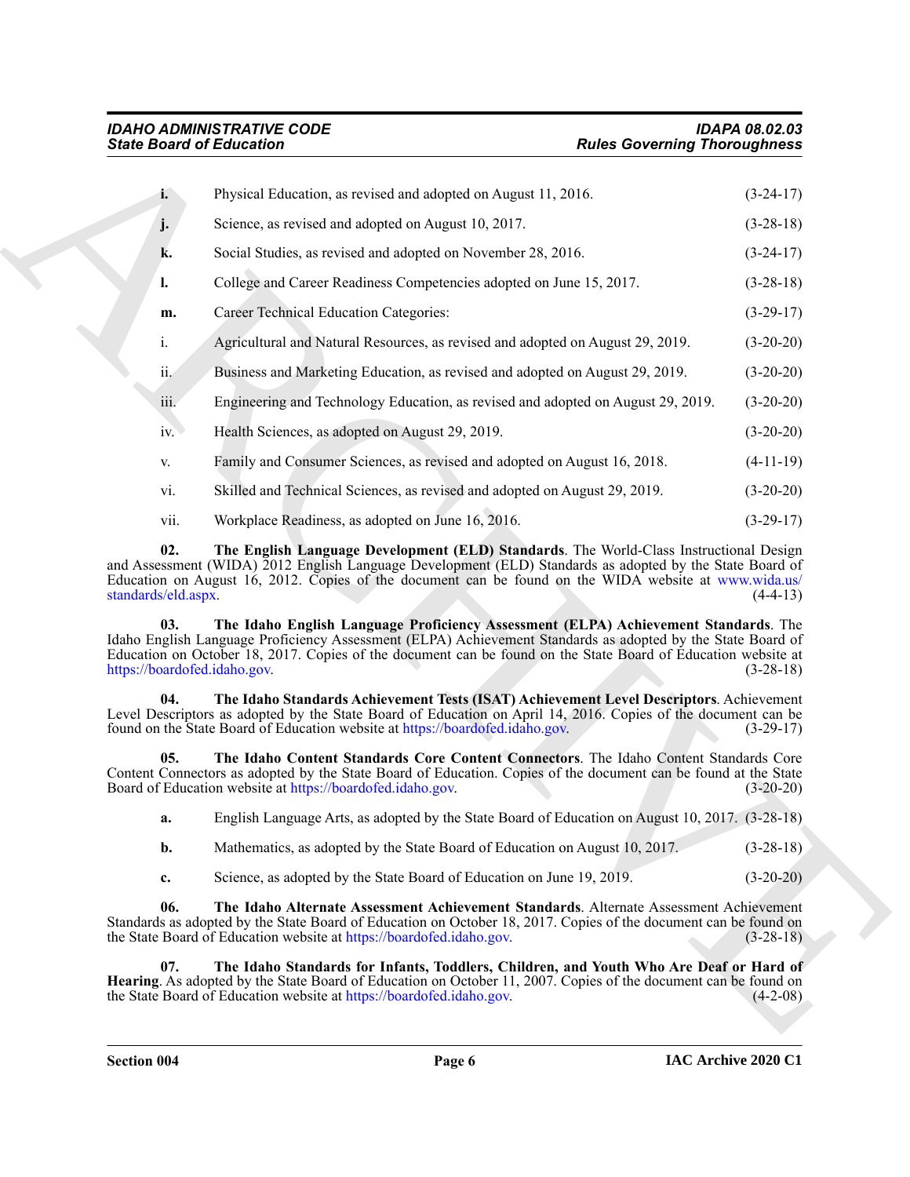**i.** Physical Education, as revised and adopted on August 11, 2016. (3-24-17)

**j.** Science, as revised and adopted on August 10, 2017. (3-28-18)

**k.** Social Studies, as revised and adopted on November 28, 2016. (3-24-17)

**l.** College and Career Readiness Competencies adopted on June 15, 2017. (3-28-18)

**m.** Career Technical Education Categories: (3-29-17)

i. Agricultural and Natural Resources, as revised and adopted on August 29, 2019. (3-20-20)

ii. Business and Marketing Education, as revised and adopted on August 29, 2019. (3-20-20)

iii. Engineering and Technology Education, as revised and adopted on August 29, 2019. (3-20-20)

iv. Health Sciences, as adopted on August 29, 2019. (3-20-20)

v. Family and Consumer Sciences, as revised and adopted on August 16, 2018. (4-11-19)

vi. Skilled and Technical Sciences, as revised and adopted on August 29, 2019. (3-20-20)

vii. Workplace Readiness, as adopted on June 16, 2016. (3-29-17)

**02. The English Language Development (ELD) Standards**. The World-Class Instructional Design and Assessment (WIDA) 2012 English Language Development (ELD) Standards as adopted by the State Board of Education on August 16, 2012. Copies of the document can be found on the WIDA website at www.wida.us/standards/eld.aspx. (4-4-13)

**03. The Idaho English Language Proficiency Assessment (ELPA) Achievement Standards**. The Idaho English Language Proficiency Assessment (ELPA) Achievement Standards as adopted by the State Board of Education on October 18, 2017. Copies of the document can be found on the State Board of Education website at https://boardofed.idaho.gov. (3-28-18)

**04. The Idaho Standards Achievement Tests (ISAT) Achievement Level Descriptors**. Achievement Level Descriptors as adopted by the State Board of Education on April 14, 2016. Copies of the document can be found on the State Board of Education website at https://boardofed.idaho.gov. (3-29-17)

**05. The Idaho Content Standards Core Content Connectors**. The Idaho Content Standards Core Content Connectors as adopted by the State Board of Education. Copies of the document can be found at the State Board of Education website at https://boardofed.idaho.gov. (3-20-20)

**a.** English Language Arts, as adopted by the State Board of Education on August 10, 2017. (3-28-18)

**b.** Mathematics, as adopted by the State Board of Education on August 10, 2017. (3-28-18)

**c.** Science, as adopted by the State Board of Education on June 19, 2019. (3-20-20)

**06. The Idaho Alternate Assessment Achievement Standards**. Alternate Assessment Achievement Standards as adopted by the State Board of Education on October 18, 2017. Copies of the document can be found on the State Board of Education website at https://boardofed.idaho.gov. (3-28-18)

**07. The Idaho Standards for Infants, Toddlers, Children, and Youth Who Are Deaf or Hard of Hearing**. As adopted by the State Board of Education on October 11, 2007. Copies of the document can be found on the State Board of Education website at https://boardofed.idaho.gov. (4-2-08)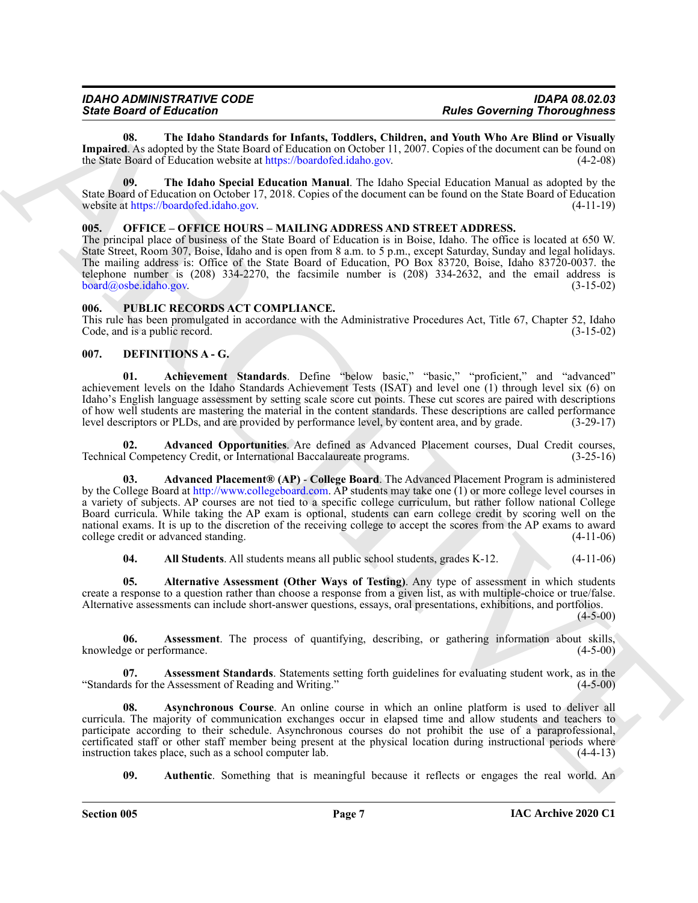**08. The Idaho Standards for Infants, Toddlers, Children, and Youth Who Are Blind or Visually Impaired**. As adopted by the State Board of Education on October 11, 2007. Copies of the document can be found on the State Board of Education website at https://boardofed.idaho.gov. (4-2-08)

**09. The Idaho Special Education Manual**. The Idaho Special Education Manual as adopted by the State Board of Education on October 17, 2018. Copies of the document can be found on the State Board of Education website at https://boardofed.idaho.gov. (4-11-19)

## 005. OFFICE – OFFICE HOURS – MAILING ADDRESS AND STREET ADDRESS.

The principal place of business of the State Board of Education is in Boise, Idaho. The office is located at 650 W. State Street, Room 307, Boise, Idaho and is open from 8 a.m. to 5 p.m., except Saturday, Sunday and legal holidays. The mailing address is: Office of the State Board of Education, PO Box 83720, Boise, Idaho 83720-0037. the telephone number is (208) 334-2270, the facsimile number is (208) 334-2632, and the email address is board@osbe.idaho.gov. (3-15-02)

## 006. PUBLIC RECORDS ACT COMPLIANCE.

This rule has been promulgated in accordance with the Administrative Procedures Act, Title 67, Chapter 52, Idaho Code, and is a public record. (3-15-02)

## 007. DEFINITIONS A - G.

**01. Achievement Standards**. Define "below basic," "basic," "proficient," and "advanced" achievement levels on the Idaho Standards Achievement Tests (ISAT) and level one (1) through level six (6) on Idaho's English language assessment by setting scale score cut points. These cut scores are paired with descriptions of how well students are mastering the material in the content standards. These descriptions are called performance level descriptors or PLDs, and are provided by performance level, by content area, and by grade. (3-29-17)

**02. Advanced Opportunities**. Are defined as Advanced Placement courses, Dual Credit courses, Technical Competency Credit, or International Baccalaureate programs. (3-25-16)

**03. Advanced Placement® (AP) - College Board**. The Advanced Placement Program is administered by the College Board at http://www.collegeboard.com. AP students may take one (1) or more college level courses in a variety of subjects. AP courses are not tied to a specific college curriculum, but rather follow national College Board curricula. While taking the AP exam is optional, students can earn college credit by scoring well on the national exams. It is up to the discretion of the receiving college to accept the scores from the AP exams to award college credit or advanced standing. (4-11-06)

**04. All Students**. All students means all public school students, grades K-12. (4-11-06)

**05. Alternative Assessment (Other Ways of Testing)**. Any type of assessment in which students create a response to a question rather than choose a response from a given list, as with multiple-choice or true/false. Alternative assessments can include short-answer questions, essays, oral presentations, exhibitions, and portfolios. (4-5-00)

**06. Assessment**. The process of quantifying, describing, or gathering information about skills, knowledge or performance. (4-5-00)

**07. Assessment Standards**. Statements setting forth guidelines for evaluating student work, as in the "Standards for the Assessment of Reading and Writing." (4-5-00)

**08. Asynchronous Course**. An online course in which an online platform is used to deliver all curricula. The majority of communication exchanges occur in elapsed time and allow students and teachers to participate according to their schedule. Asynchronous courses do not prohibit the use of a paraprofessional, certificated staff or other staff member being present at the physical location during instructional periods where instruction takes place, such as a school computer lab. (4-4-13)

**09. Authentic**. Something that is meaningful because it reflects or engages the real world. An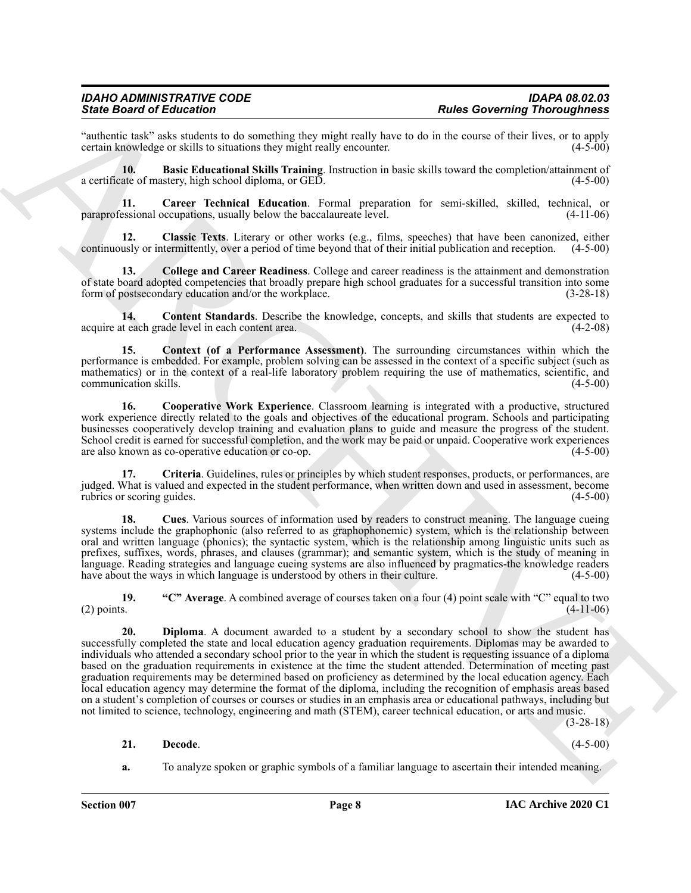"authentic task" asks students to do something they might really have to do in the course of their lives, or to apply certain knowledge or skills to situations they might really encounter. (4-5-00)

**10. Basic Educational Skills Training**. Instruction in basic skills toward the completion/attainment of a certificate of mastery, high school diploma, or GED. (4-5-00)

**11. Career Technical Education**. Formal preparation for semi-skilled, skilled, technical, or paraprofessional occupations, usually below the baccalaureate level. (4-11-06)

**12. Classic Texts**. Literary or other works (e.g., films, speeches) that have been canonized, either continuously or intermittently, over a period of time beyond that of their initial publication and reception. (4-5-00)

**13. College and Career Readiness**. College and career readiness is the attainment and demonstration of state board adopted competencies that broadly prepare high school graduates for a successful transition into some form of postsecondary education and/or the workplace. (3-28-18)

**14. Content Standards**. Describe the knowledge, concepts, and skills that students are expected to acquire at each grade level in each content area. (4-2-08)

**15. Context (of a Performance Assessment)**. The surrounding circumstances within which the performance is embedded. For example, problem solving can be assessed in the context of a specific subject (such as mathematics) or in the context of a real-life laboratory problem requiring the use of mathematics, scientific, and communication skills. (4-5-00)

**16. Cooperative Work Experience**. Classroom learning is integrated with a productive, structured work experience directly related to the goals and objectives of the educational program. Schools and participating businesses cooperatively develop training and evaluation plans to guide and measure the progress of the student. School credit is earned for successful completion, and the work may be paid or unpaid. Cooperative work experiences are also known as co-operative education or co-op. (4-5-00)

**17. Criteria**. Guidelines, rules or principles by which student responses, products, or performances, are judged. What is valued and expected in the student performance, when written down and used in assessment, become rubrics or scoring guides. (4-5-00)

**18. Cues**. Various sources of information used by readers to construct meaning. The language cueing systems include the graphophonic (also referred to as graphophonemic) system, which is the relationship between oral and written language (phonics); the syntactic system, which is the relationship among linguistic units such as prefixes, suffixes, words, phrases, and clauses (grammar); and semantic system, which is the study of meaning in language. Reading strategies and language cueing systems are also influenced by pragmatics-the knowledge readers have about the ways in which language is understood by others in their culture. (4-5-00)

**19. "C" Average**. A combined average of courses taken on a four (4) point scale with "C" equal to two (2) points. (4-11-06)

**20. Diploma**. A document awarded to a student by a secondary school to show the student has successfully completed the state and local education agency graduation requirements. Diplomas may be awarded to individuals who attended a secondary school prior to the year in which the student is requesting issuance of a diploma based on the graduation requirements in existence at the time the student attended. Determination of meeting past graduation requirements may be determined based on proficiency as determined by the local education agency. Each local education agency may determine the format of the diploma, including the recognition of emphasis areas based on a student's completion of courses or courses or studies in an emphasis area or educational pathways, including but not limited to science, technology, engineering and math (STEM), career technical education, or arts and music. (3-28-18)

**21. Decode**. (4-5-00)

**a.** To analyze spoken or graphic symbols of a familiar language to ascertain their intended meaning.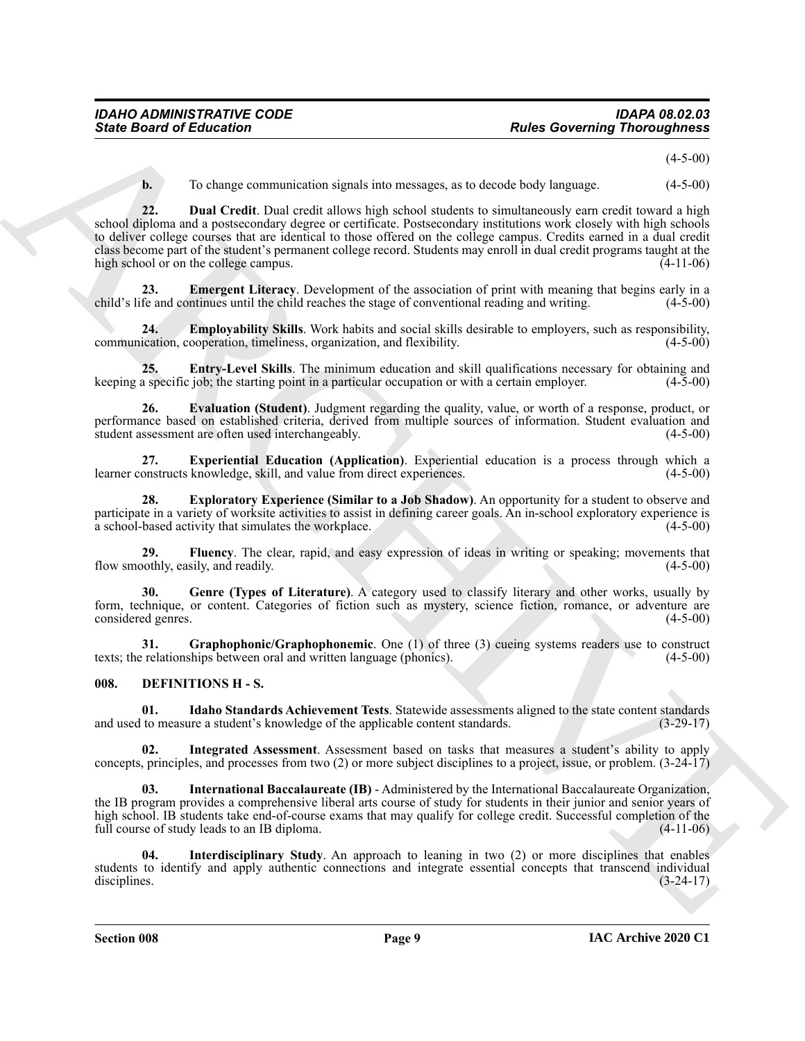(4-5-00)

**b.** To change communication signals into messages, as to decode body language. (4-5-00)

**22. Dual Credit**. Dual credit allows high school students to simultaneously earn credit toward a high school diploma and a postsecondary degree or certificate. Postsecondary institutions work closely with high schools to deliver college courses that are identical to those offered on the college campus. Credits earned in a dual credit class become part of the student's permanent college record. Students may enroll in dual credit programs taught at the high school or on the college campus. (4-11-06)

**23. Emergent Literacy**. Development of the association of print with meaning that begins early in a child's life and continues until the child reaches the stage of conventional reading and writing. (4-5-00)

**24. Employability Skills**. Work habits and social skills desirable to employers, such as responsibility, communication, cooperation, timeliness, organization, and flexibility. (4-5-00)

**25. Entry-Level Skills**. The minimum education and skill qualifications necessary for obtaining and keeping a specific job; the starting point in a particular occupation or with a certain employer. (4-5-00)

**26. Evaluation (Student)**. Judgment regarding the quality, value, or worth of a response, product, or performance based on established criteria, derived from multiple sources of information. Student evaluation and student assessment are often used interchangeably. (4-5-00)

**27. Experiential Education (Application)**. Experiential education is a process through which a learner constructs knowledge, skill, and value from direct experiences. (4-5-00)

**28. Exploratory Experience (Similar to a Job Shadow)**. An opportunity for a student to observe and participate in a variety of worksite activities to assist in defining career goals. An in-school exploratory experience is a school-based activity that simulates the workplace. (4-5-00)

**29. Fluency**. The clear, rapid, and easy expression of ideas in writing or speaking; movements that flow smoothly, easily, and readily. (4-5-00)

**30. Genre (Types of Literature)**. A category used to classify literary and other works, usually by form, technique, or content. Categories of fiction such as mystery, science fiction, romance, or adventure are considered genres. (4-5-00)

**31. Graphophonic/Graphophonemic**. One (1) of three (3) cueing systems readers use to construct texts; the relationships between oral and written language (phonics). (4-5-00)

## 008. DEFINITIONS H - S.

**01. Idaho Standards Achievement Tests**. Statewide assessments aligned to the state content standards and used to measure a student's knowledge of the applicable content standards. (3-29-17)

**02. Integrated Assessment**. Assessment based on tasks that measures a student's ability to apply concepts, principles, and processes from two (2) or more subject disciplines to a project, issue, or problem. (3-24-17)

**03. International Baccalaureate (IB)** - Administered by the International Baccalaureate Organization, the IB program provides a comprehensive liberal arts course of study for students in their junior and senior years of high school. IB students take end-of-course exams that may qualify for college credit. Successful completion of the full course of study leads to an IB diploma. (4-11-06)

**04. Interdisciplinary Study**. An approach to leaning in two (2) or more disciplines that enables students to identify and apply authentic connections and integrate essential concepts that transcend individual disciplines. (3-24-17)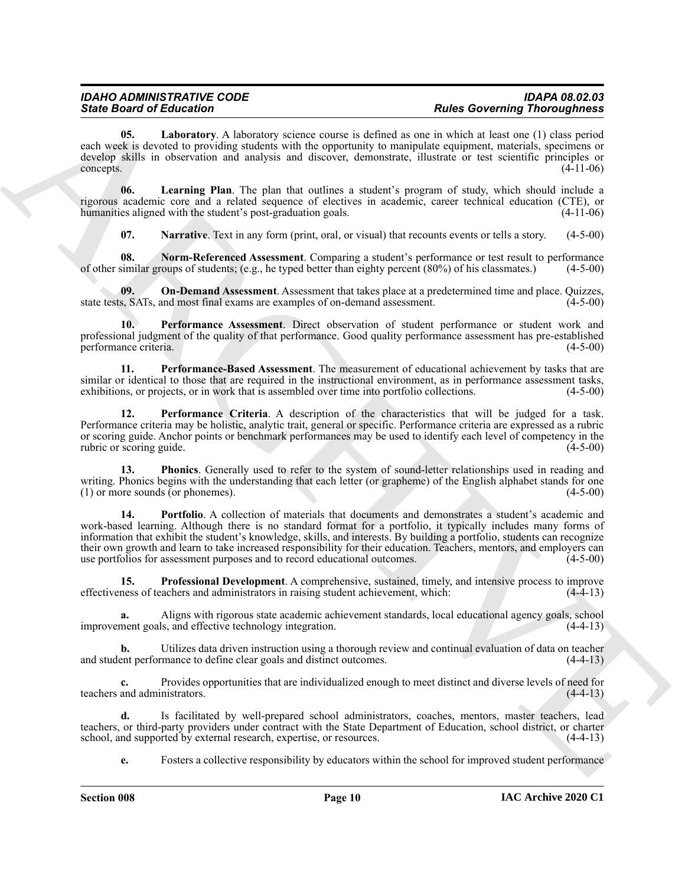**05. Laboratory**. A laboratory science course is defined as one in which at least one (1) class period each week is devoted to providing students with the opportunity to manipulate equipment, materials, specimens or develop skills in observation and analysis and discover, demonstrate, illustrate or test scientific principles or concepts. (4-11-06)

**06. Learning Plan**. The plan that outlines a student's program of study, which should include a rigorous academic core and a related sequence of electives in academic, career technical education (CTE), or humanities aligned with the student's post-graduation goals. (4-11-06)

**07. Narrative**. Text in any form (print, oral, or visual) that recounts events or tells a story. (4-5-00)

**08. Norm-Referenced Assessment**. Comparing a student's performance or test result to performance of other similar groups of students; (e.g., he typed better than eighty percent (80%) of his classmates.) (4-5-00)

**09. On-Demand Assessment**. Assessment that takes place at a predetermined time and place. Quizzes, state tests, SATs, and most final exams are examples of on-demand assessment. (4-5-00)

**10. Performance Assessment**. Direct observation of student performance or student work and professional judgment of the quality of that performance. Good quality performance assessment has pre-established performance criteria. (4-5-00)

**11. Performance-Based Assessment**. The measurement of educational achievement by tasks that are similar or identical to those that are required in the instructional environment, as in performance assessment tasks, exhibitions, or projects, or in work that is assembled over time into portfolio collections. (4-5-00)

**12. Performance Criteria**. A description of the characteristics that will be judged for a task. Performance criteria may be holistic, analytic trait, general or specific. Performance criteria are expressed as a rubric or scoring guide. Anchor points or benchmark performances may be used to identify each level of competency in the rubric or scoring guide. (4-5-00)

**13. Phonics**. Generally used to refer to the system of sound-letter relationships used in reading and writing. Phonics begins with the understanding that each letter (or grapheme) of the English alphabet stands for one (1) or more sounds (or phonemes). (4-5-00)

**14. Portfolio**. A collection of materials that documents and demonstrates a student's academic and work-based learning. Although there is no standard format for a portfolio, it typically includes many forms of information that exhibit the student's knowledge, skills, and interests. By building a portfolio, students can recognize their own growth and learn to take increased responsibility for their education. Teachers, mentors, and employers can use portfolios for assessment purposes and to record educational outcomes. (4-5-00)

**15. Professional Development**. A comprehensive, sustained, timely, and intensive process to improve effectiveness of teachers and administrators in raising student achievement, which: (4-4-13)

**a.** Aligns with rigorous state academic achievement standards, local educational agency goals, school improvement goals, and effective technology integration. (4-4-13)

**b.** Utilizes data driven instruction using a thorough review and continual evaluation of data on teacher and student performance to define clear goals and distinct outcomes. (4-4-13)

**c.** Provides opportunities that are individualized enough to meet distinct and diverse levels of need for teachers and administrators. (4-4-13)

**d.** Is facilitated by well-prepared school administrators, coaches, mentors, master teachers, lead teachers, or third-party providers under contract with the State Department of Education, school district, or charter school, and supported by external research, expertise, or resources. (4-4-13)

**e.** Fosters a collective responsibility by educators within the school for improved student performance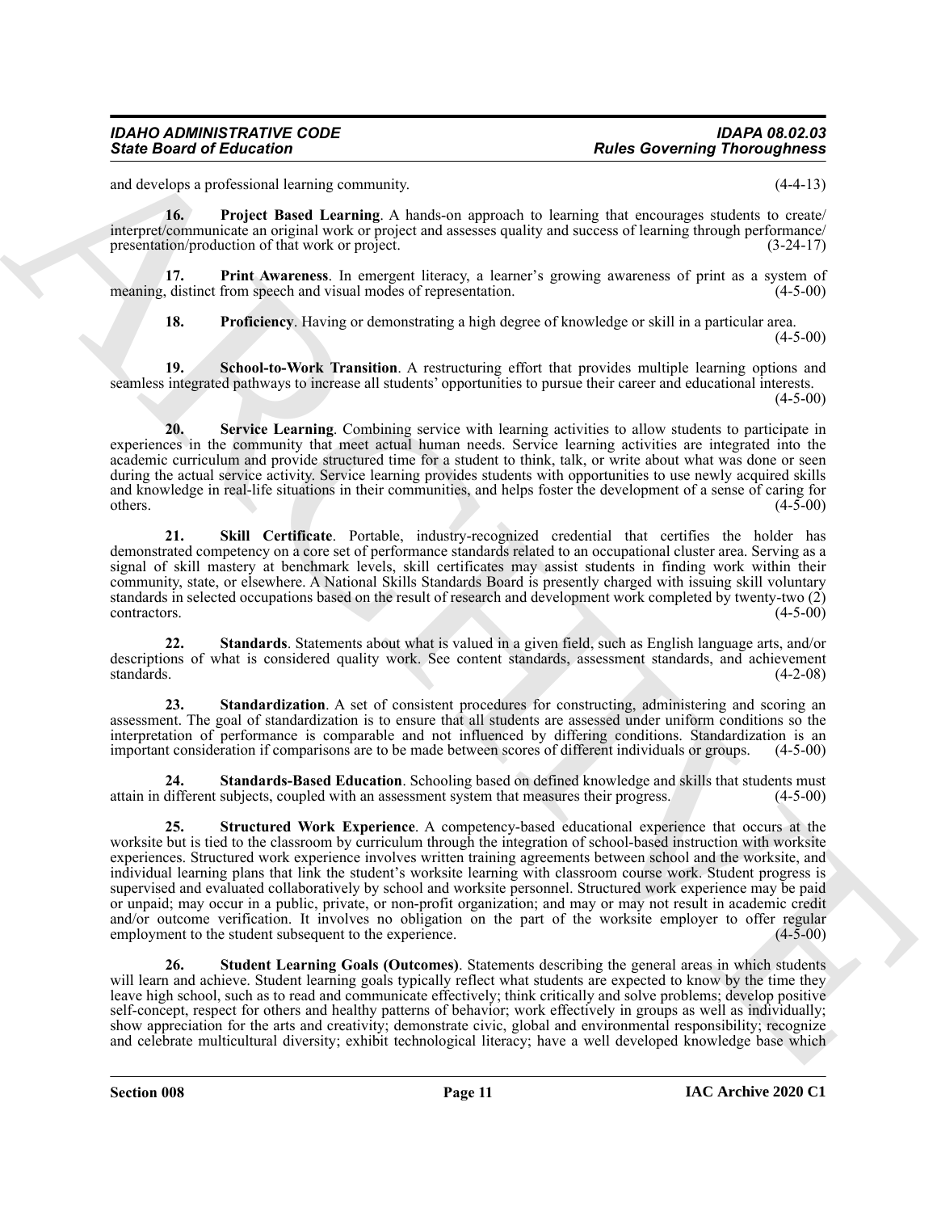and develops a professional learning community. (4-4-13)

**16. Project Based Learning**. A hands-on approach to learning that encourages students to create/interpret/communicate an original work or project and assesses quality and success of learning through performance/presentation/production of that work or project. (3-24-17)

**17. Print Awareness**. In emergent literacy, a learner's growing awareness of print as a system of meaning, distinct from speech and visual modes of representation. (4-5-00)

**18. Proficiency**. Having or demonstrating a high degree of knowledge or skill in a particular area. (4-5-00)

**19. School-to-Work Transition**. A restructuring effort that provides multiple learning options and seamless integrated pathways to increase all students' opportunities to pursue their career and educational interests. (4-5-00)

**20. Service Learning**. Combining service with learning activities to allow students to participate in experiences in the community that meet actual human needs. Service learning activities are integrated into the academic curriculum and provide structured time for a student to think, talk, or write about what was done or seen during the actual service activity. Service learning provides students with opportunities to use newly acquired skills and knowledge in real-life situations in their communities, and helps foster the development of a sense of caring for others. (4-5-00)

**21. Skill Certificate**. Portable, industry-recognized credential that certifies the holder has demonstrated competency on a core set of performance standards related to an occupational cluster area. Serving as a signal of skill mastery at benchmark levels, skill certificates may assist students in finding work within their community, state, or elsewhere. A National Skills Standards Board is presently charged with issuing skill voluntary standards in selected occupations based on the result of research and development work completed by twenty-two (2) contractors. (4-5-00)

**22. Standards**. Statements about what is valued in a given field, such as English language arts, and/or descriptions of what is considered quality work. See content standards, assessment standards, and achievement standards. (4-2-08)

**23. Standardization**. A set of consistent procedures for constructing, administering and scoring an assessment. The goal of standardization is to ensure that all students are assessed under uniform conditions so the interpretation of performance is comparable and not influenced by differing conditions. Standardization is an important consideration if comparisons are to be made between scores of different individuals or groups. (4-5-00)

**24. Standards-Based Education**. Schooling based on defined knowledge and skills that students must attain in different subjects, coupled with an assessment system that measures their progress. (4-5-00)

**25. Structured Work Experience**. A competency-based educational experience that occurs at the worksite but is tied to the classroom by curriculum through the integration of school-based instruction with worksite experiences. Structured work experience involves written training agreements between school and the worksite, and individual learning plans that link the student's worksite learning with classroom course work. Student progress is supervised and evaluated collaboratively by school and worksite personnel. Structured work experience may be paid or unpaid; may occur in a public, private, or non-profit organization; and may or may not result in academic credit and/or outcome verification. It involves no obligation on the part of the worksite employer to offer regular employment to the student subsequent to the experience. (4-5-00)

**26. Student Learning Goals (Outcomes)**. Statements describing the general areas in which students will learn and achieve. Student learning goals typically reflect what students are expected to know by the time they leave high school, such as to read and communicate effectively; think critically and solve problems; develop positive self-concept, respect for others and healthy patterns of behavior; work effectively in groups as well as individually; show appreciation for the arts and creativity; demonstrate civic, global and environmental responsibility; recognize and celebrate multicultural diversity; exhibit technological literacy; have a well developed knowledge base which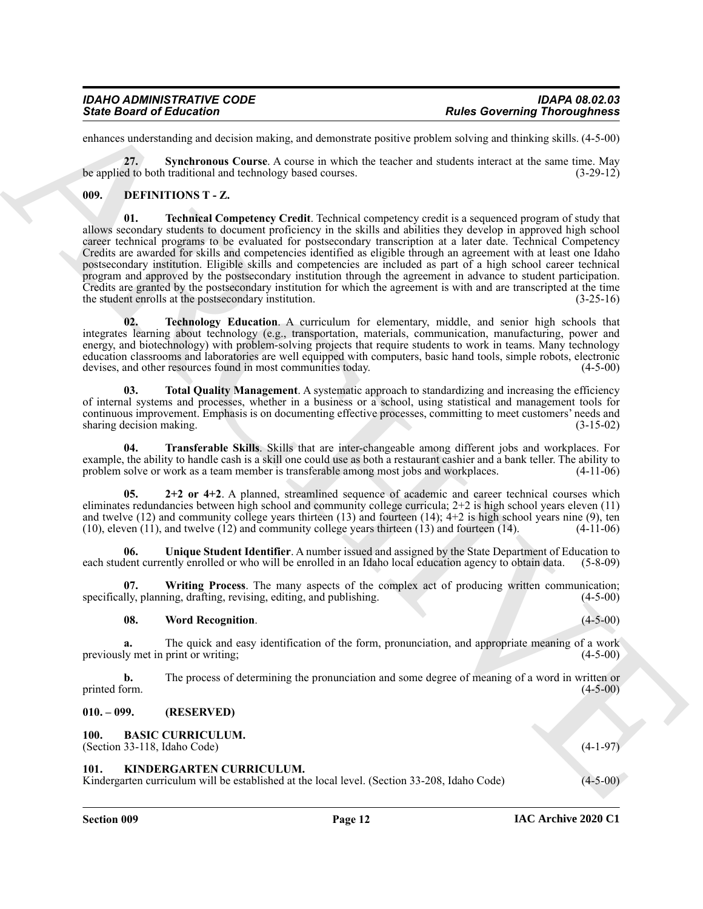enhances understanding and decision making, and demonstrate positive problem solving and thinking skills. (4-5-00)

**27. Synchronous Course**. A course in which the teacher and students interact at the same time. May be applied to both traditional and technology based courses. (3-29-12)

## 009. DEFINITIONS T - Z.

**01. Technical Competency Credit**. Technical competency credit is a sequenced program of study that allows secondary students to document proficiency in the skills and abilities they develop in approved high school career technical programs to be evaluated for postsecondary transcription at a later date. Technical Competency Credits are awarded for skills and competencies identified as eligible through an agreement with at least one Idaho postsecondary institution. Eligible skills and competencies are included as part of a high school career technical program and approved by the postsecondary institution through the agreement in advance to student participation. Credits are granted by the postsecondary institution for which the agreement is with and are transcripted at the time the student enrolls at the postsecondary institution. (3-25-16)

**02. Technology Education**. A curriculum for elementary, middle, and senior high schools that integrates learning about technology (e.g., transportation, materials, communication, manufacturing, power and energy, and biotechnology) with problem-solving projects that require students to work in teams. Many technology education classrooms and laboratories are well equipped with computers, basic hand tools, simple robots, electronic devises, and other resources found in most communities today. (4-5-00)

**03. Total Quality Management**. A systematic approach to standardizing and increasing the efficiency of internal systems and processes, whether in a business or a school, using statistical and management tools for continuous improvement. Emphasis is on documenting effective processes, committing to meet customers' needs and sharing decision making. (3-15-02)

**04. Transferable Skills**. Skills that are inter-changeable among different jobs and workplaces. For example, the ability to handle cash is a skill one could use as both a restaurant cashier and a bank teller. The ability to problem solve or work as a team member is transferable among most jobs and workplaces. (4-11-06)

**05. 2+2 or 4+2**. A planned, streamlined sequence of academic and career technical courses which eliminates redundancies between high school and community college curricula; 2+2 is high school years eleven (11) and twelve (12) and community college years thirteen (13) and fourteen (14); 4+2 is high school years nine (9), ten (10), eleven (11), and twelve (12) and community college years thirteen (13) and fourteen (14). (4-11-06)

**06. Unique Student Identifier**. A number issued and assigned by the State Department of Education to each student currently enrolled or who will be enrolled in an Idaho local education agency to obtain data. (5-8-09)

**07. Writing Process**. The many aspects of the complex act of producing written communication; specifically, planning, drafting, revising, editing, and publishing. (4-5-00)

**08. Word Recognition**. (4-5-00)

**a.** The quick and easy identification of the form, pronunciation, and appropriate meaning of a work previously met in print or writing; (4-5-00)

**b.** The process of determining the pronunciation and some degree of meaning of a word in written or printed form. (4-5-00)

## 010. – 099. (RESERVED)

## 100. BASIC CURRICULUM.

(Section 33-118, Idaho Code) (4-1-97)

## 101. KINDERGARTEN CURRICULUM.

Kindergarten curriculum will be established at the local level. (Section 33-208, Idaho Code) (4-5-00)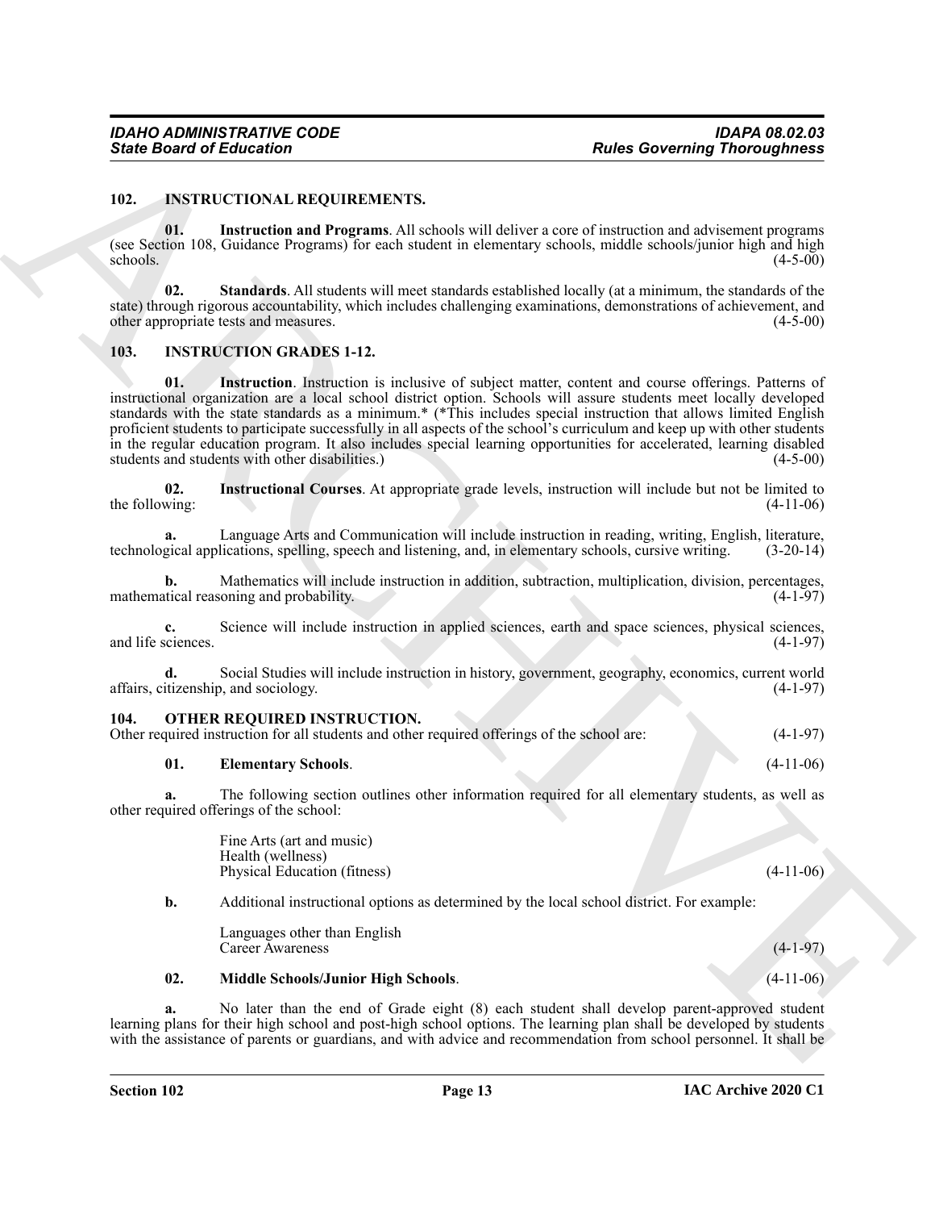## 102. INSTRUCTIONAL REQUIREMENTS.

**01. Instruction and Programs**. All schools will deliver a core of instruction and advisement programs (see Section 108, Guidance Programs) for each student in elementary schools, middle schools/junior high and high schools. (4-5-00)

**02. Standards**. All students will meet standards established locally (at a minimum, the standards of the state) through rigorous accountability, which includes challenging examinations, demonstrations of achievement, and other appropriate tests and measures. (4-5-00)

## 103. INSTRUCTION GRADES 1-12.

**01. Instruction**. Instruction is inclusive of subject matter, content and course offerings. Patterns of instructional organization are a local school district option. Schools will assure students meet locally developed standards with the state standards as a minimum.* (*This includes special instruction that allows limited English proficient students to participate successfully in all aspects of the school's curriculum and keep up with other students in the regular education program. It also includes special learning opportunities for accelerated, learning disabled students and students with other disabilities.) (4-5-00)

**02. Instructional Courses**. At appropriate grade levels, instruction will include but not be limited to the following: (4-11-06)

**a.** Language Arts and Communication will include instruction in reading, writing, English, literature, technological applications, spelling, speech and listening, and, in elementary schools, cursive writing. (3-20-14)

**b.** Mathematics will include instruction in addition, subtraction, multiplication, division, percentages, mathematical reasoning and probability. (4-1-97)

**c.** Science will include instruction in applied sciences, earth and space sciences, physical sciences, and life sciences. (4-1-97)

**d.** Social Studies will include instruction in history, government, geography, economics, current world affairs, citizenship, and sociology. (4-1-97)

## 104. OTHER REQUIRED INSTRUCTION.

Other required instruction for all students and other required offerings of the school are: (4-1-97)

**01. Elementary Schools**. (4-11-06)

**a.** The following section outlines other information required for all elementary students, as well as other required offerings of the school:

Fine Arts (art and music)
Health (wellness)
Physical Education (fitness) (4-11-06)

**b.** Additional instructional options as determined by the local school district. For example:

Languages other than English
Career Awareness (4-1-97)

**02. Middle Schools/Junior High Schools**. (4-11-06)

**a.** No later than the end of Grade eight (8) each student shall develop parent-approved student learning plans for their high school and post-high school options. The learning plan shall be developed by students with the assistance of parents or guardians, and with advice and recommendation from school personnel. It shall be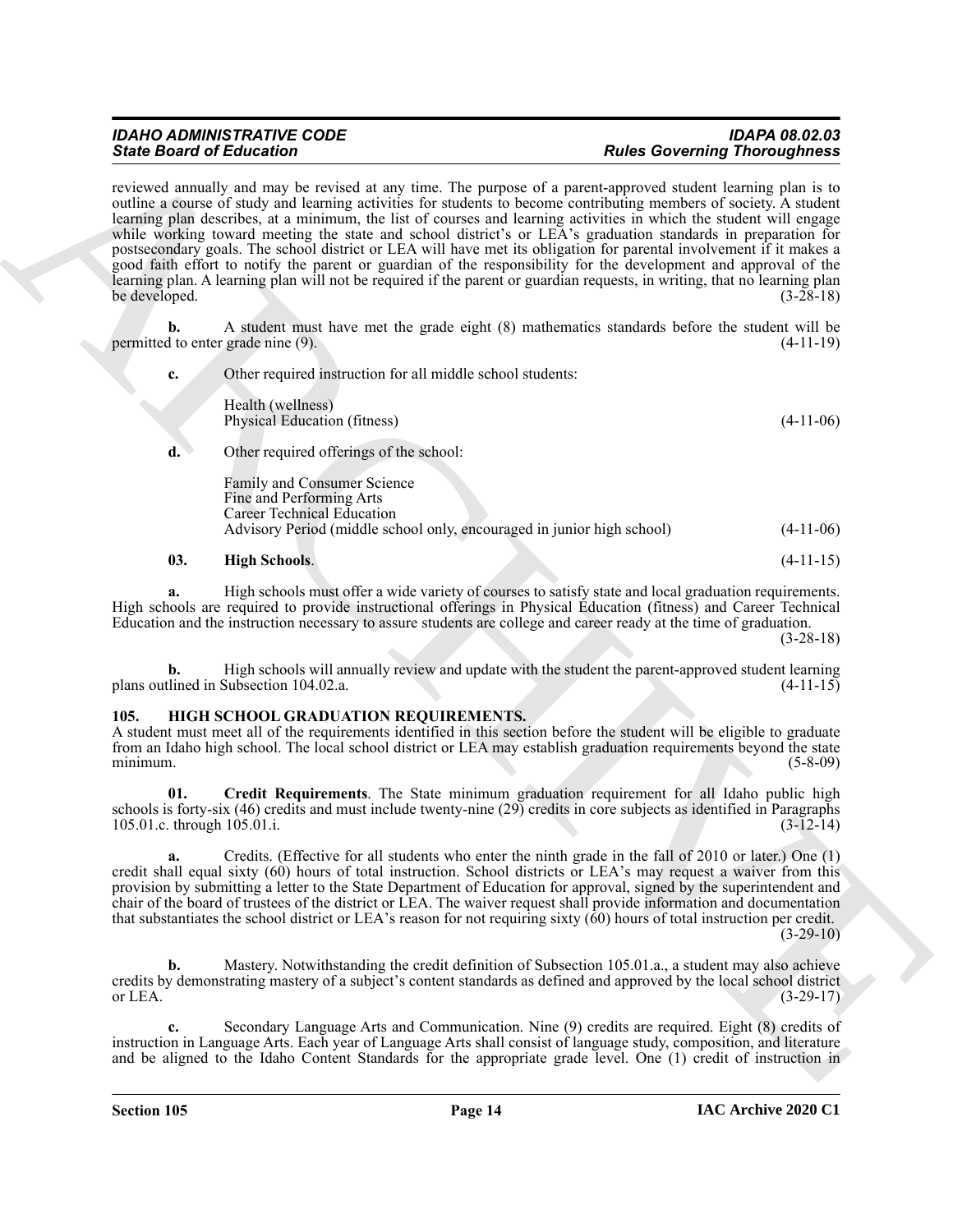reviewed annually and may be revised at any time. The purpose of a parent-approved student learning plan is to outline a course of study and learning activities for students to become contributing members of society. A student learning plan describes, at a minimum, the list of courses and learning activities in which the student will engage while working toward meeting the state and school district's or LEA's graduation standards in preparation for postsecondary goals. The school district or LEA will have met its obligation for parental involvement if it makes a good faith effort to notify the parent or guardian of the responsibility for the development and approval of the learning plan. A learning plan will not be required if the parent or guardian requests, in writing, that no learning plan be developed. (3-28-18)

**b.** A student must have met the grade eight (8) mathematics standards before the student will be permitted to enter grade nine (9). (4-11-19)

**c.** Other required instruction for all middle school students:

Health (wellness)
Physical Education (fitness) (4-11-06)

**d.** Other required offerings of the school:

Family and Consumer Science
Fine and Performing Arts
Career Technical Education
Advisory Period (middle school only, encouraged in junior high school) (4-11-06)

**03. High Schools**. (4-11-15)

**a.** High schools must offer a wide variety of courses to satisfy state and local graduation requirements. High schools are required to provide instructional offerings in Physical Education (fitness) and Career Technical Education and the instruction necessary to assure students are college and career ready at the time of graduation. (3-28-18)

**b.** High schools will annually review and update with the student the parent-approved student learning plans outlined in Subsection 104.02.a. (4-11-15)

## 105. HIGH SCHOOL GRADUATION REQUIREMENTS.

A student must meet all of the requirements identified in this section before the student will be eligible to graduate from an Idaho high school. The local school district or LEA may establish graduation requirements beyond the state minimum. (5-8-09)

**01. Credit Requirements**. The State minimum graduation requirement for all Idaho public high schools is forty-six (46) credits and must include twenty-nine (29) credits in core subjects as identified in Paragraphs 105.01.c. through 105.01.i. (3-12-14)

**a.** Credits. (Effective for all students who enter the ninth grade in the fall of 2010 or later.) One (1) credit shall equal sixty (60) hours of total instruction. School districts or LEA's may request a waiver from this provision by submitting a letter to the State Department of Education for approval, signed by the superintendent and chair of the board of trustees of the district or LEA. The waiver request shall provide information and documentation that substantiates the school district or LEA's reason for not requiring sixty (60) hours of total instruction per credit. (3-29-10)

**b.** Mastery. Notwithstanding the credit definition of Subsection 105.01.a., a student may also achieve credits by demonstrating mastery of a subject's content standards as defined and approved by the local school district or LEA. (3-29-17)

**c.** Secondary Language Arts and Communication. Nine (9) credits are required. Eight (8) credits of instruction in Language Arts. Each year of Language Arts shall consist of language study, composition, and literature and be aligned to the Idaho Content Standards for the appropriate grade level. One (1) credit of instruction in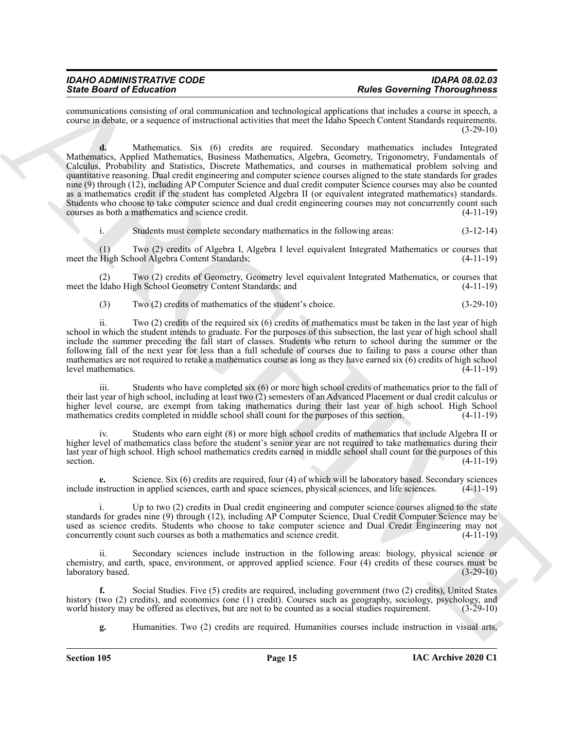communications consisting of oral communication and technological applications that includes a course in speech, a course in debate, or a sequence of instructional activities that meet the Idaho Speech Content Standards requirements. (3-29-10)

**d.** Mathematics. Six (6) credits are required. Secondary mathematics includes Integrated Mathematics, Applied Mathematics, Business Mathematics, Algebra, Geometry, Trigonometry, Fundamentals of Calculus, Probability and Statistics, Discrete Mathematics, and courses in mathematical problem solving and quantitative reasoning. Dual credit engineering and computer science courses aligned to the state standards for grades nine (9) through (12), including AP Computer Science and dual credit computer Science courses may also be counted as a mathematics credit if the student has completed Algebra II (or equivalent integrated mathematics) standards. Students who choose to take computer science and dual credit engineering courses may not concurrently count such courses as both a mathematics and science credit. (4-11-19)

i. Students must complete secondary mathematics in the following areas: (3-12-14)

(1) Two (2) credits of Algebra I, Algebra I level equivalent Integrated Mathematics or courses that meet the High School Algebra Content Standards; (4-11-19)

(2) Two (2) credits of Geometry, Geometry level equivalent Integrated Mathematics, or courses that meet the Idaho High School Geometry Content Standards; and (4-11-19)

(3) Two (2) credits of mathematics of the student's choice. (3-29-10)

ii. Two (2) credits of the required six (6) credits of mathematics must be taken in the last year of high school in which the student intends to graduate. For the purposes of this subsection, the last year of high school shall include the summer preceding the fall start of classes. Students who return to school during the summer or the following fall of the next year for less than a full schedule of courses due to failing to pass a course other than mathematics are not required to retake a mathematics course as long as they have earned six (6) credits of high school level mathematics. (4-11-19)

iii. Students who have completed six (6) or more high school credits of mathematics prior to the fall of their last year of high school, including at least two (2) semesters of an Advanced Placement or dual credit calculus or higher level course, are exempt from taking mathematics during their last year of high school. High School mathematics credits completed in middle school shall count for the purposes of this section. (4-11-19)

iv. Students who earn eight (8) or more high school credits of mathematics that include Algebra II or higher level of mathematics class before the student's senior year are not required to take mathematics during their last year of high school. High school mathematics credits earned in middle school shall count for the purposes of this section. (4-11-19)

**e.** Science. Six (6) credits are required, four (4) of which will be laboratory based. Secondary sciences include instruction in applied sciences, earth and space sciences, physical sciences, and life sciences. (4-11-19)

i. Up to two (2) credits in Dual credit engineering and computer science courses aligned to the state standards for grades nine (9) through (12), including AP Computer Science, Dual Credit Computer Science may be used as science credits. Students who choose to take computer science and Dual Credit Engineering may not concurrently count such courses as both a mathematics and science credit. (4-11-19)

ii. Secondary sciences include instruction in the following areas: biology, physical science or chemistry, and earth, space, environment, or approved applied science. Four (4) credits of these courses must be laboratory based. (3-29-10)

**f.** Social Studies. Five (5) credits are required, including government (two (2) credits), United States history (two (2) credits), and economics (one (1) credit). Courses such as geography, sociology, psychology, and world history may be offered as electives, but are not to be counted as a social studies requirement. (3-29-10)

**g.** Humanities. Two (2) credits are required. Humanities courses include instruction in visual arts,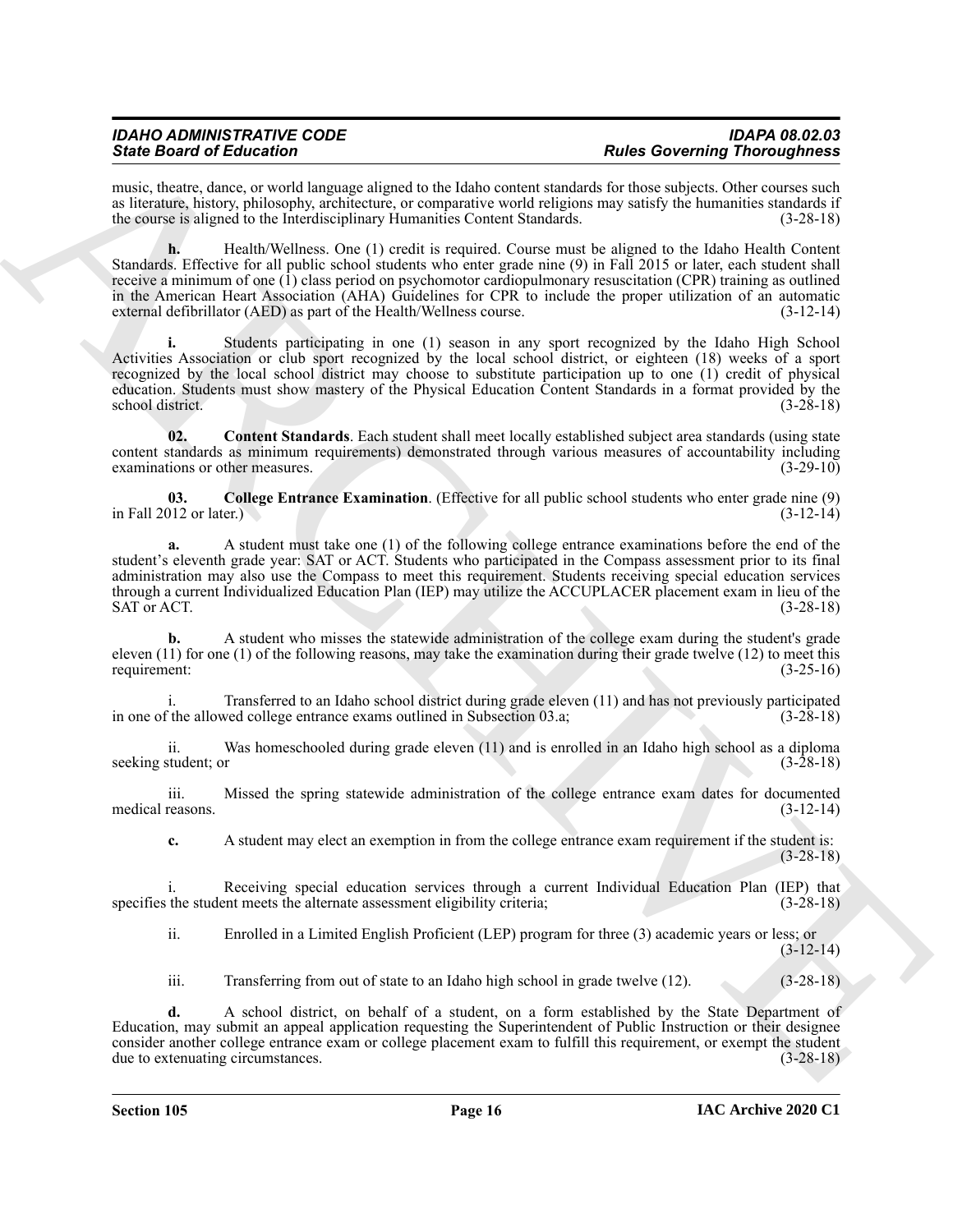music, theatre, dance, or world language aligned to the Idaho content standards for those subjects. Other courses such as literature, history, philosophy, architecture, or comparative world religions may satisfy the humanities standards if the course is aligned to the Interdisciplinary Humanities Content Standards. (3-28-18)

**h.** Health/Wellness. One (1) credit is required. Course must be aligned to the Idaho Health Content Standards. Effective for all public school students who enter grade nine (9) in Fall 2015 or later, each student shall receive a minimum of one (1) class period on psychomotor cardiopulmonary resuscitation (CPR) training as outlined in the American Heart Association (AHA) Guidelines for CPR to include the proper utilization of an automatic external defibrillator (AED) as part of the Health/Wellness course. (3-12-14)

**i.** Students participating in one (1) season in any sport recognized by the Idaho High School Activities Association or club sport recognized by the local school district, or eighteen (18) weeks of a sport recognized by the local school district may choose to substitute participation up to one (1) credit of physical education. Students must show mastery of the Physical Education Content Standards in a format provided by the school district. (3-28-18)

**02. Content Standards**. Each student shall meet locally established subject area standards (using state content standards as minimum requirements) demonstrated through various measures of accountability including examinations or other measures. (3-29-10)

**03. College Entrance Examination**. (Effective for all public school students who enter grade nine (9) in Fall 2012 or later.) (3-12-14)

**a.** A student must take one (1) of the following college entrance examinations before the end of the student's eleventh grade year: SAT or ACT. Students who participated in the Compass assessment prior to its final administration may also use the Compass to meet this requirement. Students receiving special education services through a current Individualized Education Plan (IEP) may utilize the ACCUPLACER placement exam in lieu of the SAT or ACT. (3-28-18)

**b.** A student who misses the statewide administration of the college exam during the student's grade eleven (11) for one (1) of the following reasons, may take the examination during their grade twelve (12) to meet this requirement: (3-25-16)

i. Transferred to an Idaho school district during grade eleven (11) and has not previously participated in one of the allowed college entrance exams outlined in Subsection 03.a; (3-28-18)

ii. Was homeschooled during grade eleven (11) and is enrolled in an Idaho high school as a diploma seeking student; or (3-28-18)

iii. Missed the spring statewide administration of the college entrance exam dates for documented medical reasons. (3-12-14)

**c.** A student may elect an exemption in from the college entrance exam requirement if the student is: (3-28-18)

i. Receiving special education services through a current Individual Education Plan (IEP) that specifies the student meets the alternate assessment eligibility criteria; (3-28-18)

ii. Enrolled in a Limited English Proficient (LEP) program for three (3) academic years or less; or (3-12-14)

iii. Transferring from out of state to an Idaho high school in grade twelve (12). (3-28-18)

**d.** A school district, on behalf of a student, on a form established by the State Department of Education, may submit an appeal application requesting the Superintendent of Public Instruction or their designee consider another college entrance exam or college placement exam to fulfill this requirement, or exempt the student due to extenuating circumstances. (3-28-18)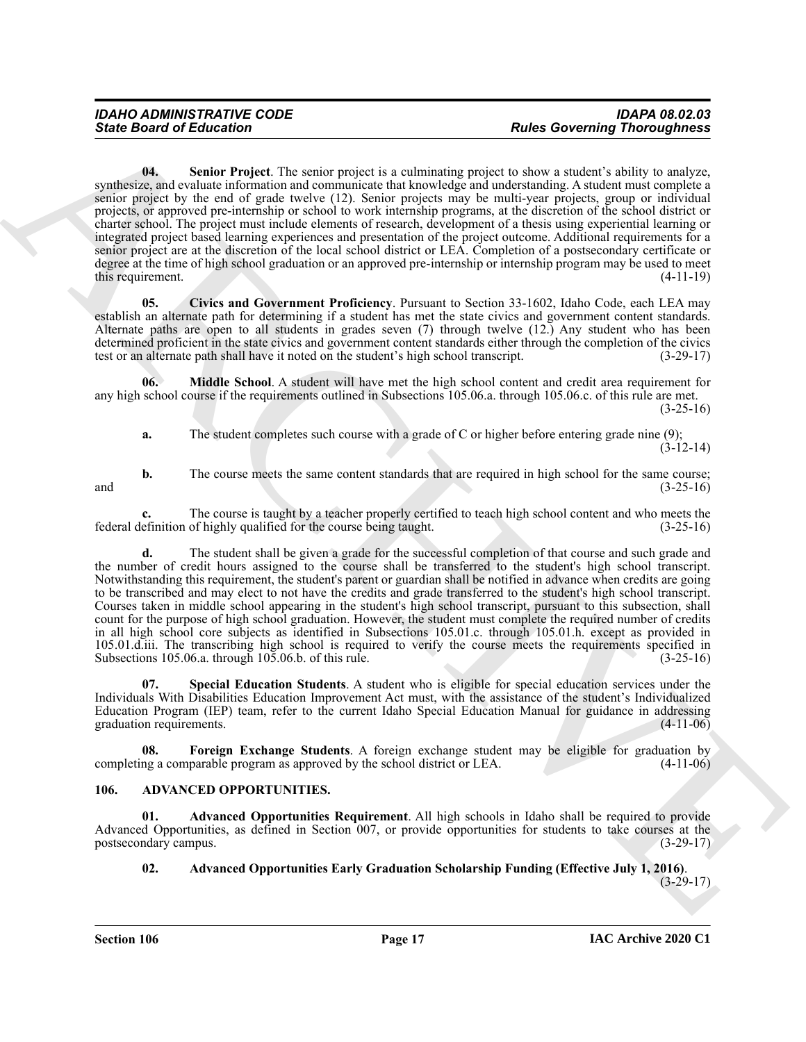**04. Senior Project**. The senior project is a culminating project to show a student's ability to analyze, synthesize, and evaluate information and communicate that knowledge and understanding. A student must complete a senior project by the end of grade twelve (12). Senior projects may be multi-year projects, group or individual projects, or approved pre-internship or school to work internship programs, at the discretion of the school district or charter school. The project must include elements of research, development of a thesis using experiential learning or integrated project based learning experiences and presentation of the project outcome. Additional requirements for a senior project are at the discretion of the local school district or LEA. Completion of a postsecondary certificate or degree at the time of high school graduation or an approved pre-internship or internship program may be used to meet this requirement. (4-11-19)

**05. Civics and Government Proficiency**. Pursuant to Section 33-1602, Idaho Code, each LEA may establish an alternate path for determining if a student has met the state civics and government content standards. Alternate paths are open to all students in grades seven (7) through twelve (12.) Any student who has been determined proficient in the state civics and government content standards either through the completion of the civics test or an alternate path shall have it noted on the student's high school transcript. (3-29-17)

**06. Middle School**. A student will have met the high school content and credit area requirement for any high school course if the requirements outlined in Subsections 105.06.a. through 105.06.c. of this rule are met. (3-25-16)

**a.** The student completes such course with a grade of C or higher before entering grade nine (9); (3-12-14)

**b.** The course meets the same content standards that are required in high school for the same course; and (3-25-16)

**c.** The course is taught by a teacher properly certified to teach high school content and who meets the federal definition of highly qualified for the course being taught. (3-25-16)

**d.** The student shall be given a grade for the successful completion of that course and such grade and the number of credit hours assigned to the course shall be transferred to the student's high school transcript. Notwithstanding this requirement, the student's parent or guardian shall be notified in advance when credits are going to be transcribed and may elect to not have the credits and grade transferred to the student's high school transcript. Courses taken in middle school appearing in the student's high school transcript, pursuant to this subsection, shall count for the purpose of high school graduation. However, the student must complete the required number of credits in all high school core subjects as identified in Subsections 105.01.c. through 105.01.h. except as provided in 105.01.d.iii. The transcribing high school is required to verify the course meets the requirements specified in Subsections 105.06.a. through 105.06.b. of this rule. (3-25-16)

**07. Special Education Students**. A student who is eligible for special education services under the Individuals With Disabilities Education Improvement Act must, with the assistance of the student's Individualized Education Program (IEP) team, refer to the current Idaho Special Education Manual for guidance in addressing graduation requirements. (4-11-06)

**08. Foreign Exchange Students**. A foreign exchange student may be eligible for graduation by completing a comparable program as approved by the school district or LEA. (4-11-06)

## 106. ADVANCED OPPORTUNITIES.

**01. Advanced Opportunities Requirement**. All high schools in Idaho shall be required to provide Advanced Opportunities, as defined in Section 007, or provide opportunities for students to take courses at the postsecondary campus. (3-29-17)

**02. Advanced Opportunities Early Graduation Scholarship Funding (Effective July 1, 2016)**. (3-29-17)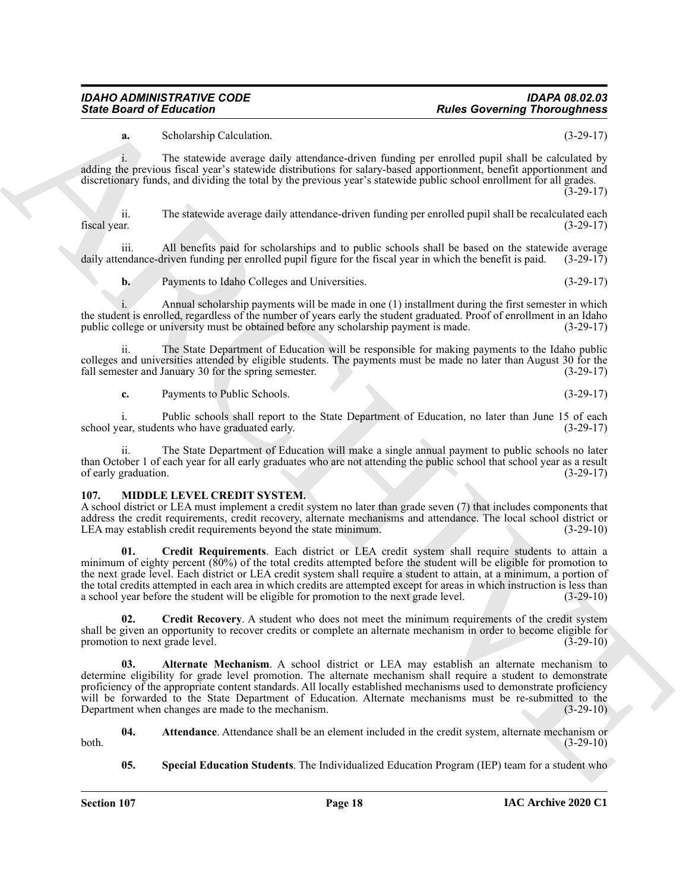**a.** Scholarship Calculation. (3-29-17)

i. The statewide average daily attendance-driven funding per enrolled pupil shall be calculated by adding the previous fiscal year's statewide distributions for salary-based apportionment, benefit apportionment and discretionary funds, and dividing the total by the previous year's statewide public school enrollment for all grades. (3-29-17)

ii. The statewide average daily attendance-driven funding per enrolled pupil shall be recalculated each fiscal year. (3-29-17)

iii. All benefits paid for scholarships and to public schools shall be based on the statewide average daily attendance-driven funding per enrolled pupil figure for the fiscal year in which the benefit is paid. (3-29-17)

**b.** Payments to Idaho Colleges and Universities. (3-29-17)

i. Annual scholarship payments will be made in one (1) installment during the first semester in which the student is enrolled, regardless of the number of years early the student graduated. Proof of enrollment in an Idaho public college or university must be obtained before any scholarship payment is made. (3-29-17)

ii. The State Department of Education will be responsible for making payments to the Idaho public colleges and universities attended by eligible students. The payments must be made no later than August 30 for the fall semester and January 30 for the spring semester. (3-29-17)

**c.** Payments to Public Schools. (3-29-17)

i. Public schools shall report to the State Department of Education, no later than June 15 of each school year, students who have graduated early. (3-29-17)

ii. The State Department of Education will make a single annual payment to public schools no later than October 1 of each year for all early graduates who are not attending the public school that school year as a result of early graduation. (3-29-17)

## 107. MIDDLE LEVEL CREDIT SYSTEM.

A school district or LEA must implement a credit system no later than grade seven (7) that includes components that address the credit requirements, credit recovery, alternate mechanisms and attendance. The local school district or LEA may establish credit requirements beyond the state minimum. (3-29-10)

**01. Credit Requirements**. Each district or LEA credit system shall require students to attain a minimum of eighty percent (80%) of the total credits attempted before the student will be eligible for promotion to the next grade level. Each district or LEA credit system shall require a student to attain, at a minimum, a portion of the total credits attempted in each area in which credits are attempted except for areas in which instruction is less than a school year before the student will be eligible for promotion to the next grade level. (3-29-10)

**02. Credit Recovery**. A student who does not meet the minimum requirements of the credit system shall be given an opportunity to recover credits or complete an alternate mechanism in order to become eligible for promotion to next grade level. (3-29-10)

**03. Alternate Mechanism**. A school district or LEA may establish an alternate mechanism to determine eligibility for grade level promotion. The alternate mechanism shall require a student to demonstrate proficiency of the appropriate content standards. All locally established mechanisms used to demonstrate proficiency will be forwarded to the State Department of Education. Alternate mechanisms must be re-submitted to the Department when changes are made to the mechanism. (3-29-10)

**04. Attendance**. Attendance shall be an element included in the credit system, alternate mechanism or both. (3-29-10)

**05. Special Education Students**. The Individualized Education Program (IEP) team for a student who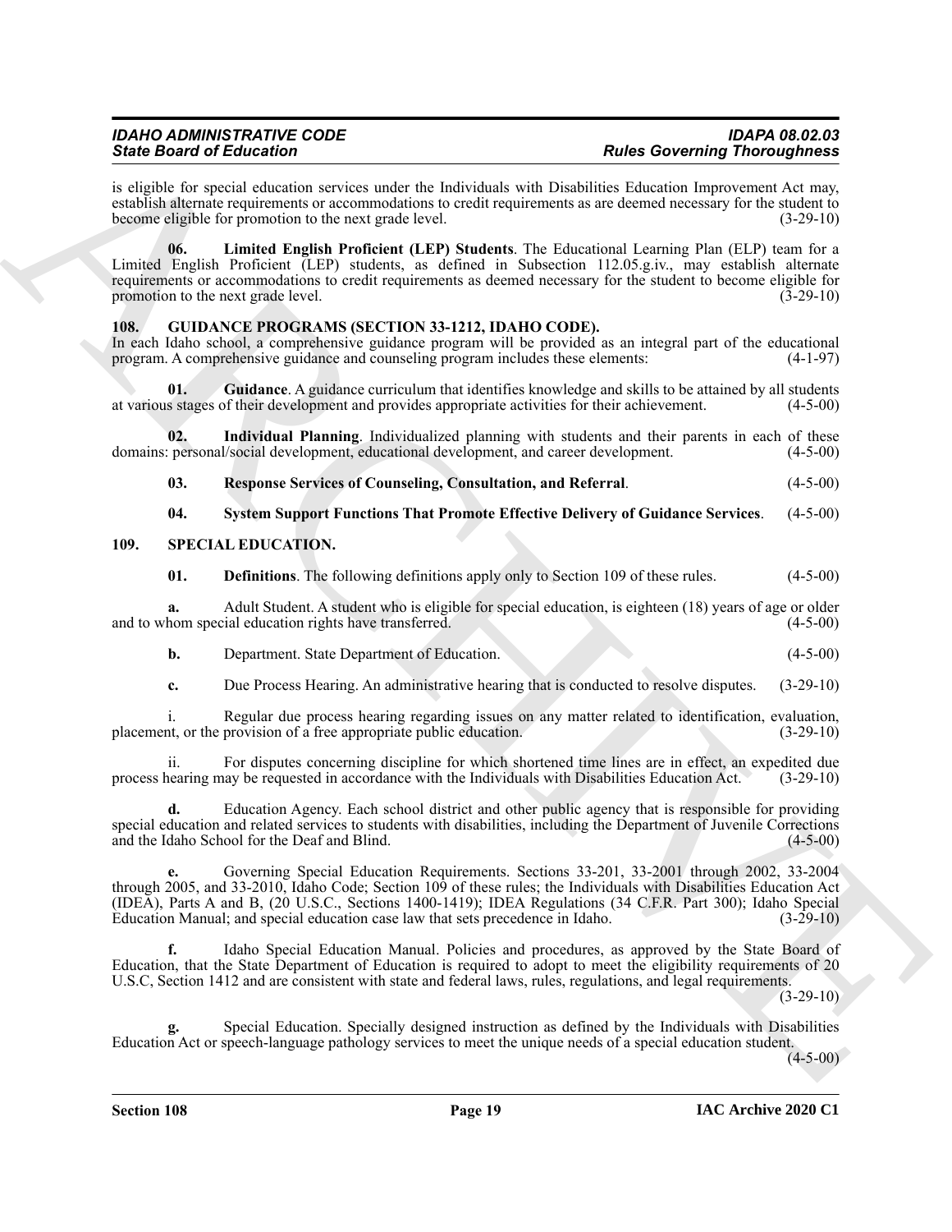is eligible for special education services under the Individuals with Disabilities Education Improvement Act may, establish alternate requirements or accommodations to credit requirements as are deemed necessary for the student to become eligible for promotion to the next grade level. (3-29-10)

**06. Limited English Proficient (LEP) Students**. The Educational Learning Plan (ELP) team for a Limited English Proficient (LEP) students, as defined in Subsection 112.05.g.iv., may establish alternate requirements or accommodations to credit requirements as deemed necessary for the student to become eligible for promotion to the next grade level. (3-29-10)

## 108. GUIDANCE PROGRAMS (SECTION 33-1212, IDAHO CODE).

In each Idaho school, a comprehensive guidance program will be provided as an integral part of the educational program. A comprehensive guidance and counseling program includes these elements: (4-1-97)

**01. Guidance**. A guidance curriculum that identifies knowledge and skills to be attained by all students at various stages of their development and provides appropriate activities for their achievement. (4-5-00)

**02. Individual Planning**. Individualized planning with students and their parents in each of these domains: personal/social development, educational development, and career development. (4-5-00)

**03. Response Services of Counseling, Consultation, and Referral**. (4-5-00)

**04. System Support Functions That Promote Effective Delivery of Guidance Services**. (4-5-00)

## 109. SPECIAL EDUCATION.

**01. Definitions**. The following definitions apply only to Section 109 of these rules. (4-5-00)

**a.** Adult Student. A student who is eligible for special education, is eighteen (18) years of age or older and to whom special education rights have transferred. (4-5-00)

**b.** Department. State Department of Education. (4-5-00)

**c.** Due Process Hearing. An administrative hearing that is conducted to resolve disputes. (3-29-10)

i. Regular due process hearing regarding issues on any matter related to identification, evaluation, placement, or the provision of a free appropriate public education. (3-29-10)

ii. For disputes concerning discipline for which shortened time lines are in effect, an expedited due process hearing may be requested in accordance with the Individuals with Disabilities Education Act. (3-29-10)

**d.** Education Agency. Each school district and other public agency that is responsible for providing special education and related services to students with disabilities, including the Department of Juvenile Corrections and the Idaho School for the Deaf and Blind. (4-5-00)

**e.** Governing Special Education Requirements. Sections 33-201, 33-2001 through 2002, 33-2004 through 2005, and 33-2010, Idaho Code; Section 109 of these rules; the Individuals with Disabilities Education Act (IDEA), Parts A and B, (20 U.S.C., Sections 1400-1419); IDEA Regulations (34 C.F.R. Part 300); Idaho Special Education Manual; and special education case law that sets precedence in Idaho. (3-29-10)

**f.** Idaho Special Education Manual. Policies and procedures, as approved by the State Board of Education, that the State Department of Education is required to adopt to meet the eligibility requirements of 20 U.S.C, Section 1412 and are consistent with state and federal laws, rules, regulations, and legal requirements. (3-29-10)

**g.** Special Education. Specially designed instruction as defined by the Individuals with Disabilities Education Act or speech-language pathology services to meet the unique needs of a special education student. (4-5-00)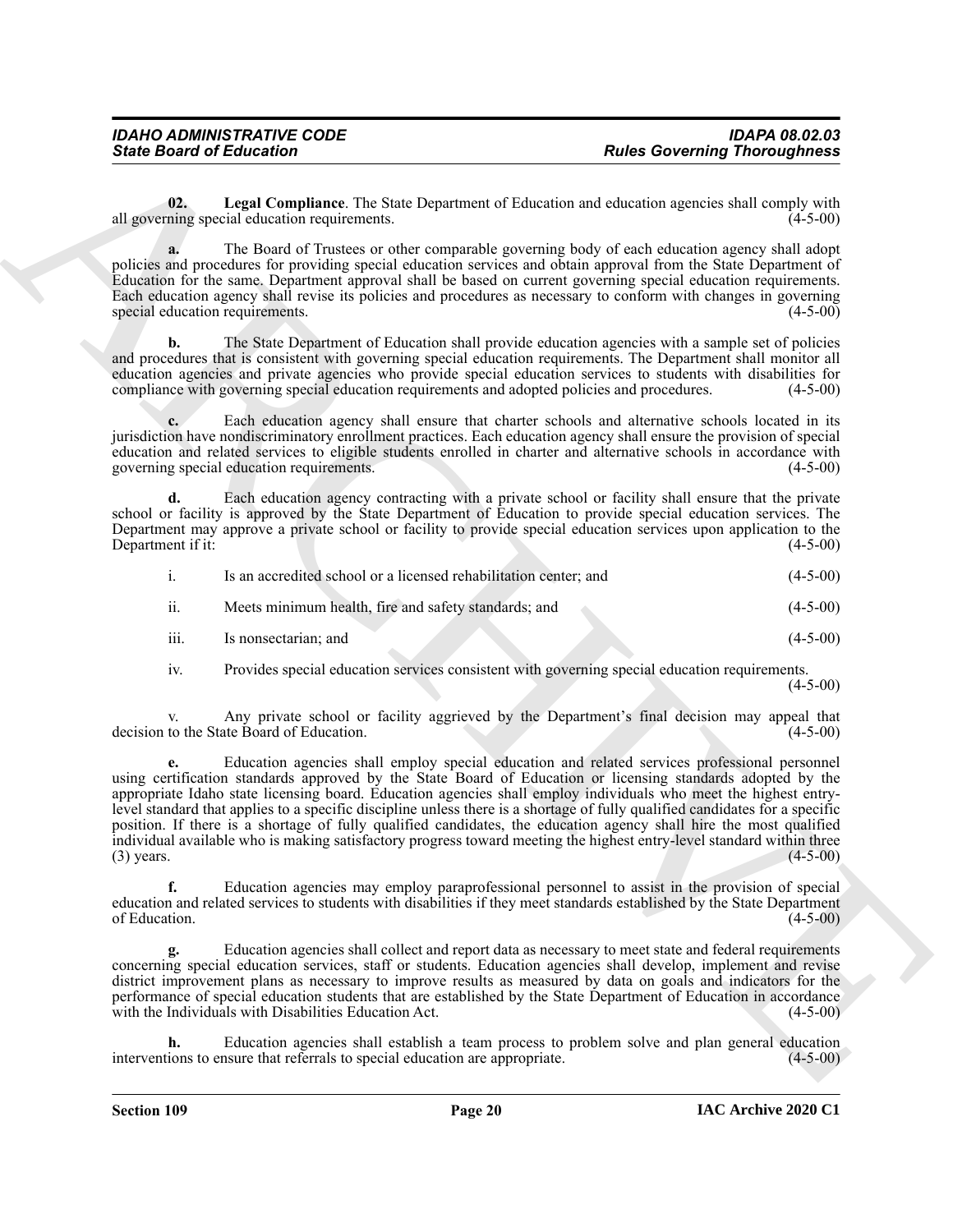**02. Legal Compliance**. The State Department of Education and education agencies shall comply with all governing special education requirements. (4-5-00)

**a.** The Board of Trustees or other comparable governing body of each education agency shall adopt policies and procedures for providing special education services and obtain approval from the State Department of Education for the same. Department approval shall be based on current governing special education requirements. Each education agency shall revise its policies and procedures as necessary to conform with changes in governing special education requirements. (4-5-00)

**b.** The State Department of Education shall provide education agencies with a sample set of policies and procedures that is consistent with governing special education requirements. The Department shall monitor all education agencies and private agencies who provide special education services to students with disabilities for compliance with governing special education requirements and adopted policies and procedures. (4-5-00)

**c.** Each education agency shall ensure that charter schools and alternative schools located in its jurisdiction have nondiscriminatory enrollment practices. Each education agency shall ensure the provision of special education and related services to eligible students enrolled in charter and alternative schools in accordance with governing special education requirements. (4-5-00)

**d.** Each education agency contracting with a private school or facility shall ensure that the private school or facility is approved by the State Department of Education to provide special education services. The Department may approve a private school or facility to provide special education services upon application to the Department if it: (4-5-00)

i. Is an accredited school or a licensed rehabilitation center; and (4-5-00)

ii. Meets minimum health, fire and safety standards; and (4-5-00)

iii. Is nonsectarian; and (4-5-00)

iv. Provides special education services consistent with governing special education requirements. (4-5-00)

v. Any private school or facility aggrieved by the Department's final decision may appeal that decision to the State Board of Education. (4-5-00)

**e.** Education agencies shall employ special education and related services professional personnel using certification standards approved by the State Board of Education or licensing standards adopted by the appropriate Idaho state licensing board. Education agencies shall employ individuals who meet the highest entry-level standard that applies to a specific discipline unless there is a shortage of fully qualified candidates for a specific position. If there is a shortage of fully qualified candidates, the education agency shall hire the most qualified individual available who is making satisfactory progress toward meeting the highest entry-level standard within three (3) years. (4-5-00)

**f.** Education agencies may employ paraprofessional personnel to assist in the provision of special education and related services to students with disabilities if they meet standards established by the State Department of Education. (4-5-00)

**g.** Education agencies shall collect and report data as necessary to meet state and federal requirements concerning special education services, staff or students. Education agencies shall develop, implement and revise district improvement plans as necessary to improve results as measured by data on goals and indicators for the performance of special education students that are established by the State Department of Education in accordance with the Individuals with Disabilities Education Act. (4-5-00)

**h.** Education agencies shall establish a team process to problem solve and plan general education interventions to ensure that referrals to special education are appropriate. (4-5-00)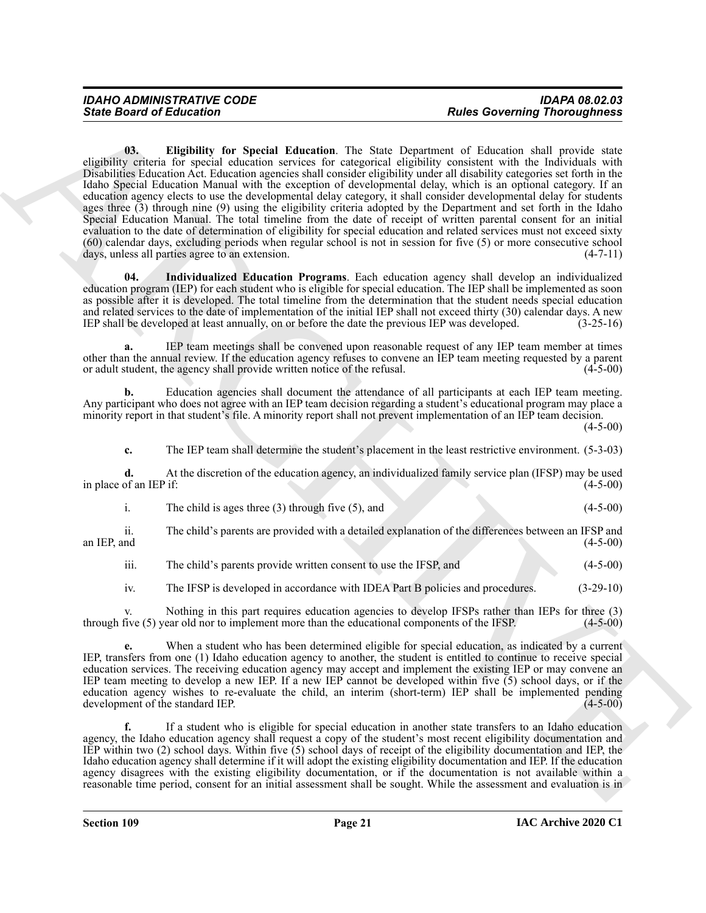**03. Eligibility for Special Education**. The State Department of Education shall provide state eligibility criteria for special education services for categorical eligibility consistent with the Individuals with Disabilities Education Act. Education agencies shall consider eligibility under all disability categories set forth in the Idaho Special Education Manual with the exception of developmental delay, which is an optional category. If an education agency elects to use the developmental delay category, it shall consider developmental delay for students ages three (3) through nine (9) using the eligibility criteria adopted by the Department and set forth in the Idaho Special Education Manual. The total timeline from the date of receipt of written parental consent for an initial evaluation to the date of determination of eligibility for special education and related services must not exceed sixty (60) calendar days, excluding periods when regular school is not in session for five (5) or more consecutive school days, unless all parties agree to an extension. (4-7-11)

**04. Individualized Education Programs**. Each education agency shall develop an individualized education program (IEP) for each student who is eligible for special education. The IEP shall be implemented as soon as possible after it is developed. The total timeline from the determination that the student needs special education and related services to the date of implementation of the initial IEP shall not exceed thirty (30) calendar days. A new IEP shall be developed at least annually, on or before the date the previous IEP was developed. (3-25-16)

**a.** IEP team meetings shall be convened upon reasonable request of any IEP team member at times other than the annual review. If the education agency refuses to convene an IEP team meeting requested by a parent or adult student, the agency shall provide written notice of the refusal. (4-5-00)

**b.** Education agencies shall document the attendance of all participants at each IEP team meeting. Any participant who does not agree with an IEP team decision regarding a student's educational program may place a minority report in that student's file. A minority report shall not prevent implementation of an IEP team decision. (4-5-00)

**c.** The IEP team shall determine the student's placement in the least restrictive environment. (5-3-03)

**d.** At the discretion of the education agency, an individualized family service plan (IFSP) may be used in place of an IEP if: (4-5-00)

i. The child is ages three (3) through five (5), and (4-5-00)

ii. The child's parents are provided with a detailed explanation of the differences between an IFSP and an IEP, and (4-5-00)

iii. The child's parents provide written consent to use the IFSP, and (4-5-00)

iv. The IFSP is developed in accordance with IDEA Part B policies and procedures. (3-29-10)

v. Nothing in this part requires education agencies to develop IFSPs rather than IEPs for three (3) through five (5) year old nor to implement more than the educational components of the IFSP. (4-5-00)

**e.** When a student who has been determined eligible for special education, as indicated by a current IEP, transfers from one (1) Idaho education agency to another, the student is entitled to continue to receive special education services. The receiving education agency may accept and implement the existing IEP or may convene an IEP team meeting to develop a new IEP. If a new IEP cannot be developed within five (5) school days, or if the education agency wishes to re-evaluate the child, an interim (short-term) IEP shall be implemented pending development of the standard IEP. (4-5-00)

**f.** If a student who is eligible for special education in another state transfers to an Idaho education agency, the Idaho education agency shall request a copy of the student's most recent eligibility documentation and IEP within two (2) school days. Within five (5) school days of receipt of the eligibility documentation and IEP, the Idaho education agency shall determine if it will adopt the existing eligibility documentation and IEP. If the education agency disagrees with the existing eligibility documentation, or if the documentation is not available within a reasonable time period, consent for an initial assessment shall be sought. While the assessment and evaluation is in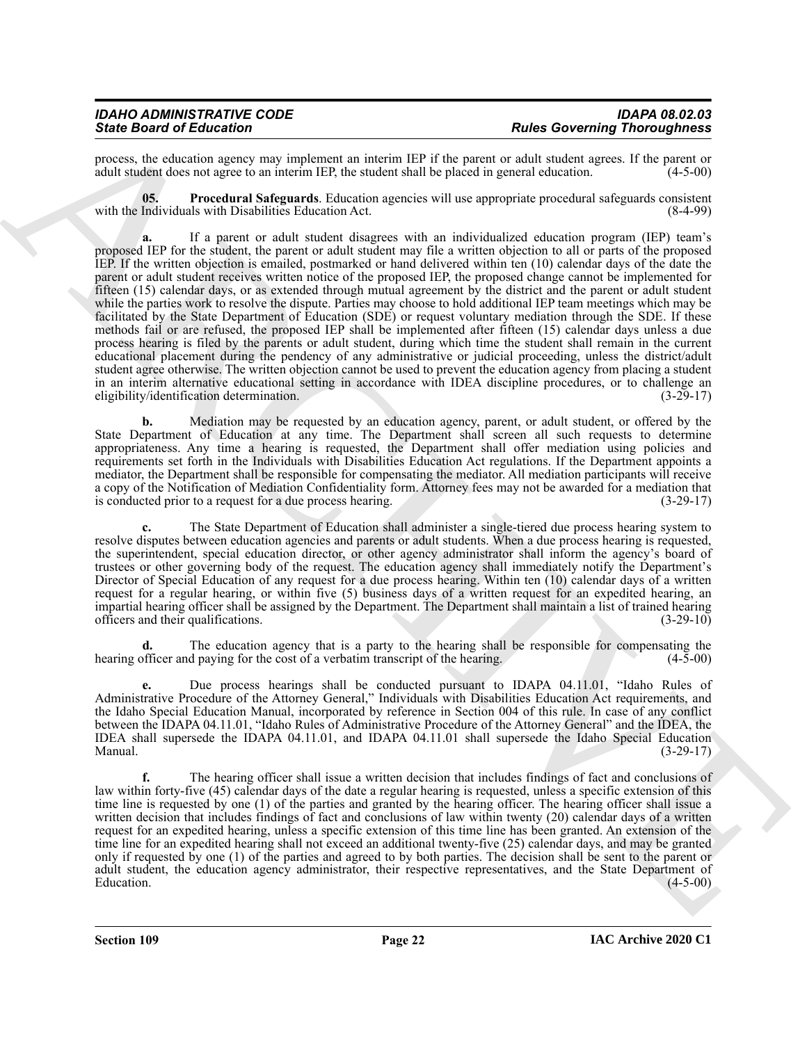process, the education agency may implement an interim IEP if the parent or adult student agrees. If the parent or adult student does not agree to an interim IEP, the student shall be placed in general education. (4-5-00)

**05. Procedural Safeguards**. Education agencies will use appropriate procedural safeguards consistent with the Individuals with Disabilities Education Act. (8-4-99)

**a.** If a parent or adult student disagrees with an individualized education program (IEP) team's proposed IEP for the student, the parent or adult student may file a written objection to all or parts of the proposed IEP. If the written objection is emailed, postmarked or hand delivered within ten (10) calendar days of the date the parent or adult student receives written notice of the proposed IEP, the proposed change cannot be implemented for fifteen (15) calendar days, or as extended through mutual agreement by the district and the parent or adult student while the parties work to resolve the dispute. Parties may choose to hold additional IEP team meetings which may be facilitated by the State Department of Education (SDE) or request voluntary mediation through the SDE. If these methods fail or are refused, the proposed IEP shall be implemented after fifteen (15) calendar days unless a due process hearing is filed by the parents or adult student, during which time the student shall remain in the current educational placement during the pendency of any administrative or judicial proceeding, unless the district/adult student agree otherwise. The written objection cannot be used to prevent the education agency from placing a student in an interim alternative educational setting in accordance with IDEA discipline procedures, or to challenge an eligibility/identification determination. (3-29-17)

**b.** Mediation may be requested by an education agency, parent, or adult student, or offered by the State Department of Education at any time. The Department shall screen all such requests to determine appropriateness. Any time a hearing is requested, the Department shall offer mediation using policies and requirements set forth in the Individuals with Disabilities Education Act regulations. If the Department appoints a mediator, the Department shall be responsible for compensating the mediator. All mediation participants will receive a copy of the Notification of Mediation Confidentiality form. Attorney fees may not be awarded for a mediation that is conducted prior to a request for a due process hearing. (3-29-17)

**c.** The State Department of Education shall administer a single-tiered due process hearing system to resolve disputes between education agencies and parents or adult students. When a due process hearing is requested, the superintendent, special education director, or other agency administrator shall inform the agency's board of trustees or other governing body of the request. The education agency shall immediately notify the Department's Director of Special Education of any request for a due process hearing. Within ten (10) calendar days of a written request for a regular hearing, or within five (5) business days of a written request for an expedited hearing, an impartial hearing officer shall be assigned by the Department. The Department shall maintain a list of trained hearing officers and their qualifications. (3-29-10)

**d.** The education agency that is a party to the hearing shall be responsible for compensating the hearing officer and paying for the cost of a verbatim transcript of the hearing. (4-5-00)

**e.** Due process hearings shall be conducted pursuant to IDAPA 04.11.01, "Idaho Rules of Administrative Procedure of the Attorney General," Individuals with Disabilities Education Act requirements, and the Idaho Special Education Manual, incorporated by reference in Section 004 of this rule. In case of any conflict between the IDAPA 04.11.01, "Idaho Rules of Administrative Procedure of the Attorney General" and the IDEA, the IDEA shall supersede the IDAPA 04.11.01, and IDAPA 04.11.01 shall supersede the Idaho Special Education Manual. (3-29-17)

**f.** The hearing officer shall issue a written decision that includes findings of fact and conclusions of law within forty-five (45) calendar days of the date a regular hearing is requested, unless a specific extension of this time line is requested by one (1) of the parties and granted by the hearing officer. The hearing officer shall issue a written decision that includes findings of fact and conclusions of law within twenty (20) calendar days of a written request for an expedited hearing, unless a specific extension of this time line has been granted. An extension of the time line for an expedited hearing shall not exceed an additional twenty-five (25) calendar days, and may be granted only if requested by one (1) of the parties and agreed to by both parties. The decision shall be sent to the parent or adult student, the education agency administrator, their respective representatives, and the State Department of Education. (4-5-00)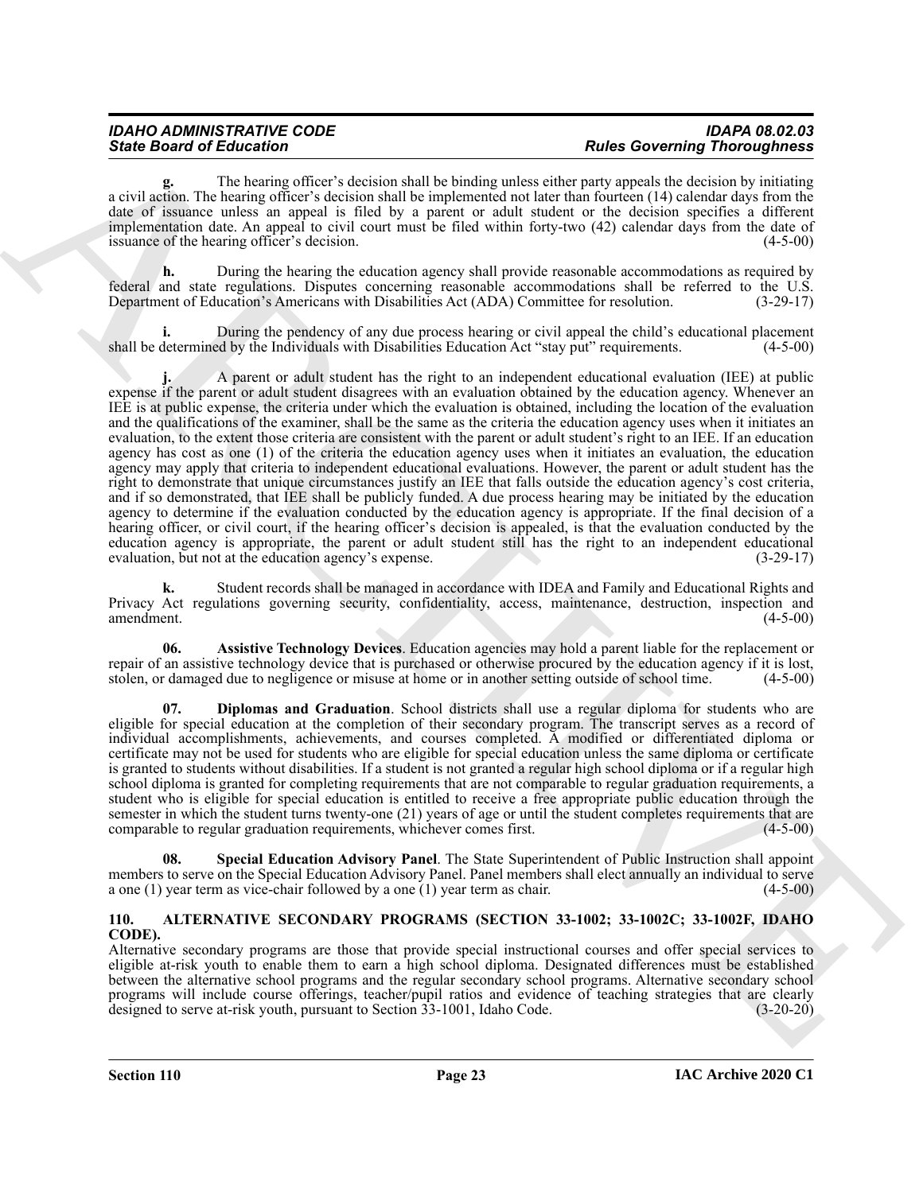**g.** The hearing officer's decision shall be binding unless either party appeals the decision by initiating a civil action. The hearing officer's decision shall be implemented not later than fourteen (14) calendar days from the date of issuance unless an appeal is filed by a parent or adult student or the decision specifies a different implementation date. An appeal to civil court must be filed within forty-two (42) calendar days from the date of issuance of the hearing officer's decision. (4-5-00)

**h.** During the hearing the education agency shall provide reasonable accommodations as required by federal and state regulations. Disputes concerning reasonable accommodations shall be referred to the U.S. Department of Education's Americans with Disabilities Act (ADA) Committee for resolution. (3-29-17)

**i.** During the pendency of any due process hearing or civil appeal the child's educational placement shall be determined by the Individuals with Disabilities Education Act "stay put" requirements. (4-5-00)

**j.** A parent or adult student has the right to an independent educational evaluation (IEE) at public expense if the parent or adult student disagrees with an evaluation obtained by the education agency. Whenever an IEE is at public expense, the criteria under which the evaluation is obtained, including the location of the evaluation and the qualifications of the examiner, shall be the same as the criteria the education agency uses when it initiates an evaluation, to the extent those criteria are consistent with the parent or adult student's right to an IEE. If an education agency has cost as one (1) of the criteria the education agency uses when it initiates an evaluation, the education agency may apply that criteria to independent educational evaluations. However, the parent or adult student has the right to demonstrate that unique circumstances justify an IEE that falls outside the education agency's cost criteria, and if so demonstrated, that IEE shall be publicly funded. A due process hearing may be initiated by the education agency to determine if the evaluation conducted by the education agency is appropriate. If the final decision of a hearing officer, or civil court, if the hearing officer's decision is appealed, is that the evaluation conducted by the education agency is appropriate, the parent or adult student still has the right to an independent educational evaluation, but not at the education agency's expense. (3-29-17)

**k.** Student records shall be managed in accordance with IDEA and Family and Educational Rights and Privacy Act regulations governing security, confidentiality, access, maintenance, destruction, inspection and amendment. (4-5-00)

**06. Assistive Technology Devices**. Education agencies may hold a parent liable for the replacement or repair of an assistive technology device that is purchased or otherwise procured by the education agency if it is lost, stolen, or damaged due to negligence or misuse at home or in another setting outside of school time. (4-5-00)

**07. Diplomas and Graduation**. School districts shall use a regular diploma for students who are eligible for special education at the completion of their secondary program. The transcript serves as a record of individual accomplishments, achievements, and courses completed. A modified or differentiated diploma or certificate may not be used for students who are eligible for special education unless the same diploma or certificate is granted to students without disabilities. If a student is not granted a regular high school diploma or if a regular high school diploma is granted for completing requirements that are not comparable to regular graduation requirements, a student who is eligible for special education is entitled to receive a free appropriate public education through the semester in which the student turns twenty-one (21) years of age or until the student completes requirements that are comparable to regular graduation requirements, whichever comes first. (4-5-00)

**08. Special Education Advisory Panel**. The State Superintendent of Public Instruction shall appoint members to serve on the Special Education Advisory Panel. Panel members shall elect annually an individual to serve a one (1) year term as vice-chair followed by a one (1) year term as chair. (4-5-00)

## 110. ALTERNATIVE SECONDARY PROGRAMS (SECTION 33-1002; 33-1002C; 33-1002F, IDAHO CODE).

Alternative secondary programs are those that provide special instructional courses and offer special services to eligible at-risk youth to enable them to earn a high school diploma. Designated differences must be established between the alternative school programs and the regular secondary school programs. Alternative secondary school programs will include course offerings, teacher/pupil ratios and evidence of teaching strategies that are clearly designed to serve at-risk youth, pursuant to Section 33-1001, Idaho Code. (3-20-20)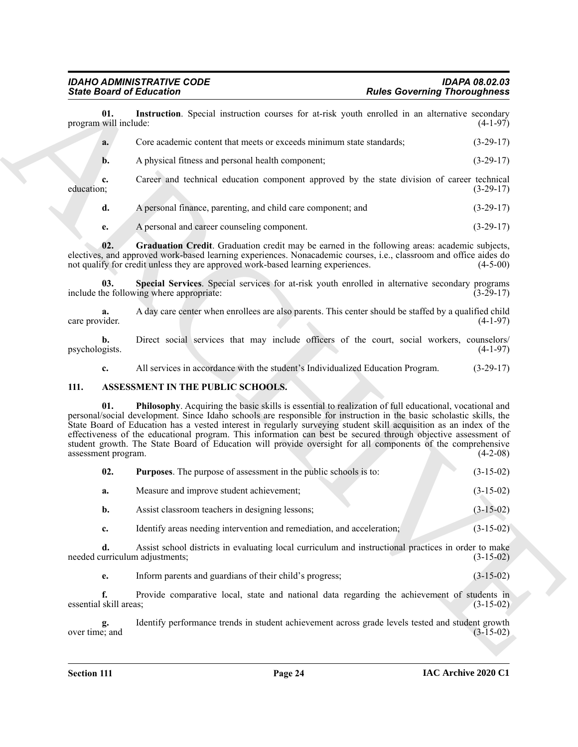**01. Instruction**. Special instruction courses for at-risk youth enrolled in an alternative secondary program will include: (4-1-97)

**a.** Core academic content that meets or exceeds minimum state standards; (3-29-17)

**b.** A physical fitness and personal health component; (3-29-17)

**c.** Career and technical education component approved by the state division of career technical education; (3-29-17)

**d.** A personal finance, parenting, and child care component; and (3-29-17)

**e.** A personal and career counseling component. (3-29-17)

**02. Graduation Credit**. Graduation credit may be earned in the following areas: academic subjects, electives, and approved work-based learning experiences. Nonacademic courses, i.e., classroom and office aides do not qualify for credit unless they are approved work-based learning experiences. (4-5-00)

**03. Special Services**. Special services for at-risk youth enrolled in alternative secondary programs include the following where appropriate: (3-29-17)

**a.** A day care center when enrollees are also parents. This center should be staffed by a qualified child care provider. (4-1-97)

**b.** Direct social services that may include officers of the court, social workers, counselors/psychologists. (4-1-97)

**c.** All services in accordance with the student's Individualized Education Program. (3-29-17)

## 111. ASSESSMENT IN THE PUBLIC SCHOOLS.

**01. Philosophy**. Acquiring the basic skills is essential to realization of full educational, vocational and personal/social development. Since Idaho schools are responsible for instruction in the basic scholastic skills, the State Board of Education has a vested interest in regularly surveying student skill acquisition as an index of the effectiveness of the educational program. This information can best be secured through objective assessment of student growth. The State Board of Education will provide oversight for all components of the comprehensive assessment program. (4-2-08)

**02. Purposes**. The purpose of assessment in the public schools is to: (3-15-02)

**a.** Measure and improve student achievement; (3-15-02)

**b.** Assist classroom teachers in designing lessons; (3-15-02)

**c.** Identify areas needing intervention and remediation, and acceleration; (3-15-02)

**d.** Assist school districts in evaluating local curriculum and instructional practices in order to make needed curriculum adjustments; (3-15-02)

**e.** Inform parents and guardians of their child's progress; (3-15-02)

**f.** Provide comparative local, state and national data regarding the achievement of students in essential skill areas; (3-15-02)

**g.** Identify performance trends in student achievement across grade levels tested and student growth over time; and (3-15-02)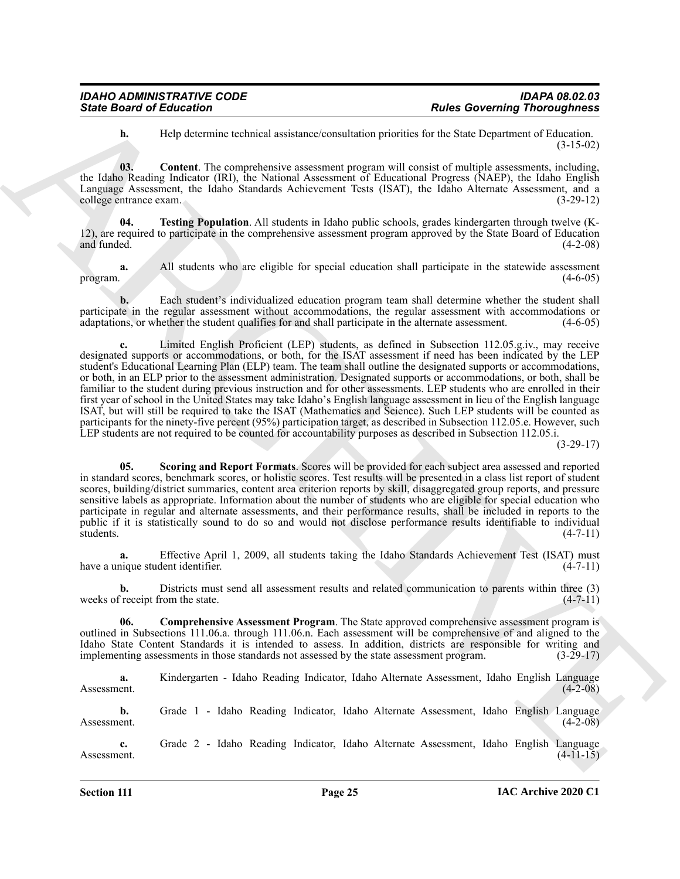**h.** Help determine technical assistance/consultation priorities for the State Department of Education. (3-15-02)

**03. Content**. The comprehensive assessment program will consist of multiple assessments, including, the Idaho Reading Indicator (IRI), the National Assessment of Educational Progress (NAEP), the Idaho English Language Assessment, the Idaho Standards Achievement Tests (ISAT), the Idaho Alternate Assessment, and a college entrance exam. (3-29-12)

**04. Testing Population**. All students in Idaho public schools, grades kindergarten through twelve (K-12), are required to participate in the comprehensive assessment program approved by the State Board of Education and funded. (4-2-08)

**a.** All students who are eligible for special education shall participate in the statewide assessment program. (4-6-05)

**b.** Each student's individualized education program team shall determine whether the student shall participate in the regular assessment without accommodations, the regular assessment with accommodations or adaptations, or whether the student qualifies for and shall participate in the alternate assessment. (4-6-05)

**c.** Limited English Proficient (LEP) students, as defined in Subsection 112.05.g.iv., may receive designated supports or accommodations, or both, for the ISAT assessment if need has been indicated by the LEP student's Educational Learning Plan (ELP) team. The team shall outline the designated supports or accommodations, or both, in an ELP prior to the assessment administration. Designated supports or accommodations, or both, shall be familiar to the student during previous instruction and for other assessments. LEP students who are enrolled in their first year of school in the United States may take Idaho's English language assessment in lieu of the English language ISAT, but will still be required to take the ISAT (Mathematics and Science). Such LEP students will be counted as participants for the ninety-five percent (95%) participation target, as described in Subsection 112.05.e. However, such LEP students are not required to be counted for accountability purposes as described in Subsection 112.05.i. (3-29-17)

**05. Scoring and Report Formats**. Scores will be provided for each subject area assessed and reported in standard scores, benchmark scores, or holistic scores. Test results will be presented in a class list report of student scores, building/district summaries, content area criterion reports by skill, disaggregated group reports, and pressure sensitive labels as appropriate. Information about the number of students who are eligible for special education who participate in regular and alternate assessments, and their performance results, shall be included in reports to the public if it is statistically sound to do so and would not disclose performance results identifiable to individual students. (4-7-11)

**a.** Effective April 1, 2009, all students taking the Idaho Standards Achievement Test (ISAT) must have a unique student identifier. (4-7-11)

**b.** Districts must send all assessment results and related communication to parents within three (3) weeks of receipt from the state. (4-7-11)

**06. Comprehensive Assessment Program**. The State approved comprehensive assessment program is outlined in Subsections 111.06.a. through 111.06.n. Each assessment will be comprehensive of and aligned to the Idaho State Content Standards it is intended to assess. In addition, districts are responsible for writing and implementing assessments in those standards not assessed by the state assessment program. (3-29-17)

**a.** Kindergarten - Idaho Reading Indicator, Idaho Alternate Assessment, Idaho English Language Assessment. (4-2-08)

**b.** Grade 1 - Idaho Reading Indicator, Idaho Alternate Assessment, Idaho English Language Assessment. (4-2-08)

**c.** Grade 2 - Idaho Reading Indicator, Idaho Alternate Assessment, Idaho English Language Assessment. (4-11-15)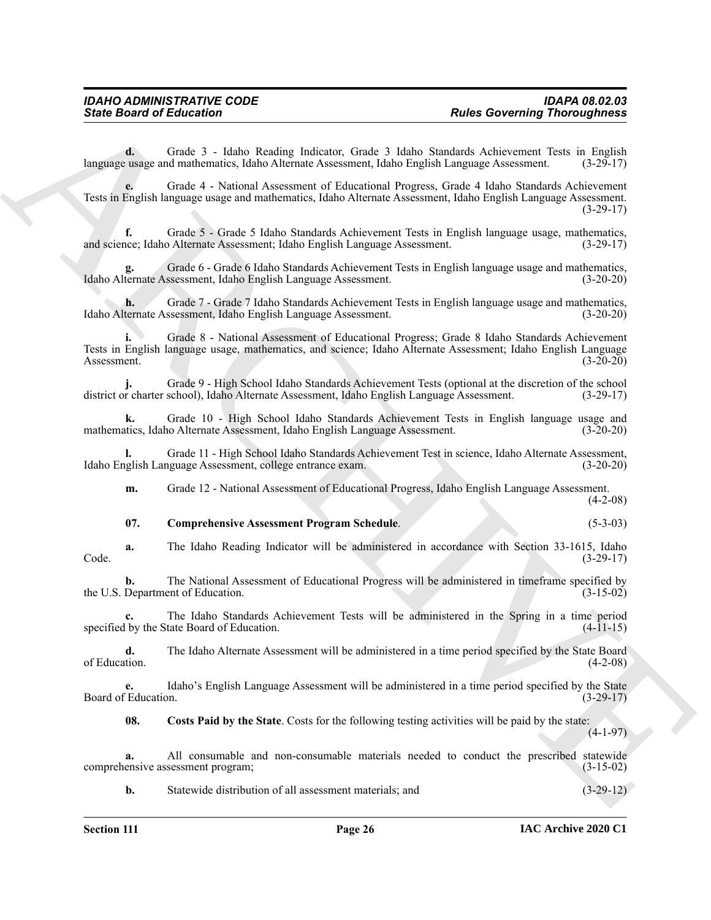**d.** Grade 3 - Idaho Reading Indicator, Grade 3 Idaho Standards Achievement Tests in English language usage and mathematics, Idaho Alternate Assessment, Idaho English Language Assessment. (3-29-17)

**e.** Grade 4 - National Assessment of Educational Progress, Grade 4 Idaho Standards Achievement Tests in English language usage and mathematics, Idaho Alternate Assessment, Idaho English Language Assessment. (3-29-17)

**f.** Grade 5 - Grade 5 Idaho Standards Achievement Tests in English language usage, mathematics, and science; Idaho Alternate Assessment; Idaho English Language Assessment. (3-29-17)

**g.** Grade 6 - Grade 6 Idaho Standards Achievement Tests in English language usage and mathematics, Idaho Alternate Assessment, Idaho English Language Assessment. (3-20-20)

**h.** Grade 7 - Grade 7 Idaho Standards Achievement Tests in English language usage and mathematics, Idaho Alternate Assessment, Idaho English Language Assessment. (3-20-20)

**i.** Grade 8 - National Assessment of Educational Progress; Grade 8 Idaho Standards Achievement Tests in English language usage, mathematics, and science; Idaho Alternate Assessment; Idaho English Language Assessment. (3-20-20)

**j.** Grade 9 - High School Idaho Standards Achievement Tests (optional at the discretion of the school district or charter school), Idaho Alternate Assessment, Idaho English Language Assessment. (3-29-17)

**k.** Grade 10 - High School Idaho Standards Achievement Tests in English language usage and mathematics, Idaho Alternate Assessment, Idaho English Language Assessment. (3-20-20)

**l.** Grade 11 - High School Idaho Standards Achievement Test in science, Idaho Alternate Assessment, Idaho English Language Assessment, college entrance exam. (3-20-20)

**m.** Grade 12 - National Assessment of Educational Progress, Idaho English Language Assessment. (4-2-08)

**07. Comprehensive Assessment Program Schedule**. (5-3-03)

**a.** The Idaho Reading Indicator will be administered in accordance with Section 33-1615, Idaho Code. (3-29-17)

**b.** The National Assessment of Educational Progress will be administered in timeframe specified by the U.S. Department of Education. (3-15-02)

**c.** The Idaho Standards Achievement Tests will be administered in the Spring in a time period specified by the State Board of Education. (4-11-15)

**d.** The Idaho Alternate Assessment will be administered in a time period specified by the State Board of Education. (4-2-08)

**e.** Idaho's English Language Assessment will be administered in a time period specified by the State Board of Education. (3-29-17)

**08. Costs Paid by the State**. Costs for the following testing activities will be paid by the state: (4-1-97)

**a.** All consumable and non-consumable materials needed to conduct the prescribed statewide comprehensive assessment program; (3-15-02)

**b.** Statewide distribution of all assessment materials; and (3-29-12)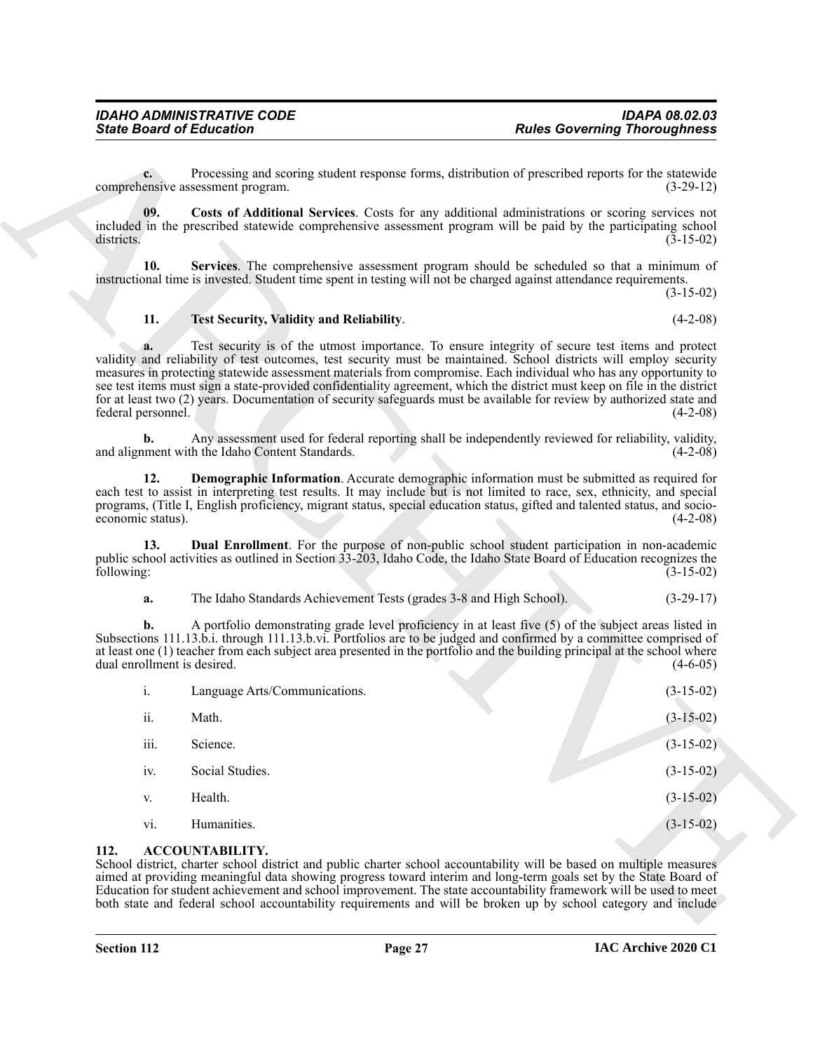**c.** Processing and scoring student response forms, distribution of prescribed reports for the statewide comprehensive assessment program. (3-29-12)

**09. Costs of Additional Services**. Costs for any additional administrations or scoring services not included in the prescribed statewide comprehensive assessment program will be paid by the participating school districts. (3-15-02)

**10. Services**. The comprehensive assessment program should be scheduled so that a minimum of instructional time is invested. Student time spent in testing will not be charged against attendance requirements. (3-15-02)

**11. Test Security, Validity and Reliability**. (4-2-08)

**a.** Test security is of the utmost importance. To ensure integrity of secure test items and protect validity and reliability of test outcomes, test security must be maintained. School districts will employ security measures in protecting statewide assessment materials from compromise. Each individual who has any opportunity to see test items must sign a state-provided confidentiality agreement, which the district must keep on file in the district for at least two (2) years. Documentation of security safeguards must be available for review by authorized state and federal personnel. (4-2-08)

**b.** Any assessment used for federal reporting shall be independently reviewed for reliability, validity, and alignment with the Idaho Content Standards. (4-2-08)

**12. Demographic Information**. Accurate demographic information must be submitted as required for each test to assist in interpreting test results. It may include but is not limited to race, sex, ethnicity, and special programs, (Title I, English proficiency, migrant status, special education status, gifted and talented status, and socio-economic status). (4-2-08)

**13. Dual Enrollment**. For the purpose of non-public school student participation in non-academic public school activities as outlined in Section 33-203, Idaho Code, the Idaho State Board of Education recognizes the following: (3-15-02)

**a.** The Idaho Standards Achievement Tests (grades 3-8 and High School). (3-29-17)

**b.** A portfolio demonstrating grade level proficiency in at least five (5) of the subject areas listed in Subsections 111.13.b.i. through 111.13.b.vi. Portfolios are to be judged and confirmed by a committee comprised of at least one (1) teacher from each subject area presented in the portfolio and the building principal at the school where dual enrollment is desired. (4-6-05)

i. Language Arts/Communications. (3-15-02)

ii. Math. (3-15-02)

iii. Science. (3-15-02)

iv. Social Studies. (3-15-02)

v. Health. (3-15-02)

vi. Humanities. (3-15-02)

## 112. ACCOUNTABILITY.

School district, charter school district and public charter school accountability will be based on multiple measures aimed at providing meaningful data showing progress toward interim and long-term goals set by the State Board of Education for student achievement and school improvement. The state accountability framework will be used to meet both state and federal school accountability requirements and will be broken up by school category and include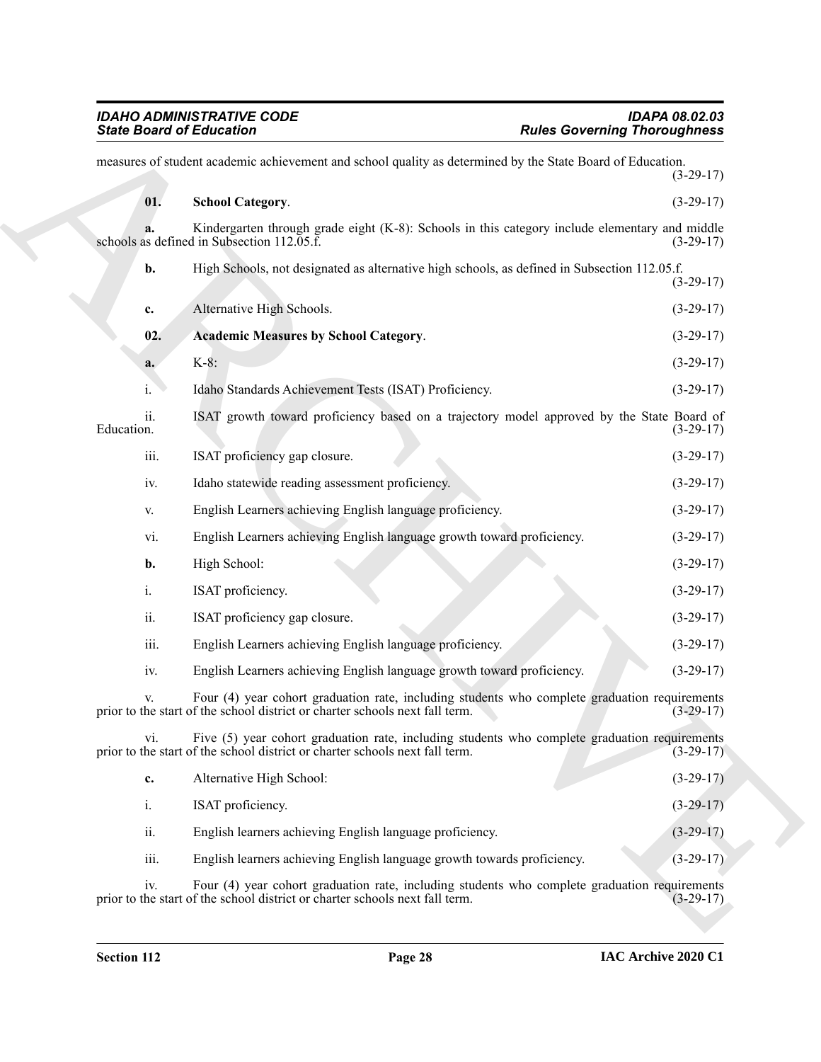measures of student academic achievement and school quality as determined by the State Board of Education. (3-29-17)

**01. School Category**. (3-29-17)

**a.** Kindergarten through grade eight (K-8): Schools in this category include elementary and middle schools as defined in Subsection 112.05.f. (3-29-17)

**b.** High Schools, not designated as alternative high schools, as defined in Subsection 112.05.f. (3-29-17)

**c.** Alternative High Schools. (3-29-17)

**02. Academic Measures by School Category**. (3-29-17)

**a.** K-8: (3-29-17)

i. Idaho Standards Achievement Tests (ISAT) Proficiency. (3-29-17)

ii. ISAT growth toward proficiency based on a trajectory model approved by the State Board of Education. (3-29-17)

iii. ISAT proficiency gap closure. (3-29-17)

iv. Idaho statewide reading assessment proficiency. (3-29-17)

v. English Learners achieving English language proficiency. (3-29-17)

vi. English Learners achieving English language growth toward proficiency. (3-29-17)

**b.** High School: (3-29-17)

i. ISAT proficiency. (3-29-17)

ii. ISAT proficiency gap closure. (3-29-17)

iii. English Learners achieving English language proficiency. (3-29-17)

iv. English Learners achieving English language growth toward proficiency. (3-29-17)

v. Four (4) year cohort graduation rate, including students who complete graduation requirements prior to the start of the school district or charter schools next fall term. (3-29-17)

vi. Five (5) year cohort graduation rate, including students who complete graduation requirements prior to the start of the school district or charter schools next fall term. (3-29-17)

**c.** Alternative High School: (3-29-17)

i. ISAT proficiency. (3-29-17)

ii. English learners achieving English language proficiency. (3-29-17)

iii. English learners achieving English language growth towards proficiency. (3-29-17)

iv. Four (4) year cohort graduation rate, including students who complete graduation requirements prior to the start of the school district or charter schools next fall term. (3-29-17)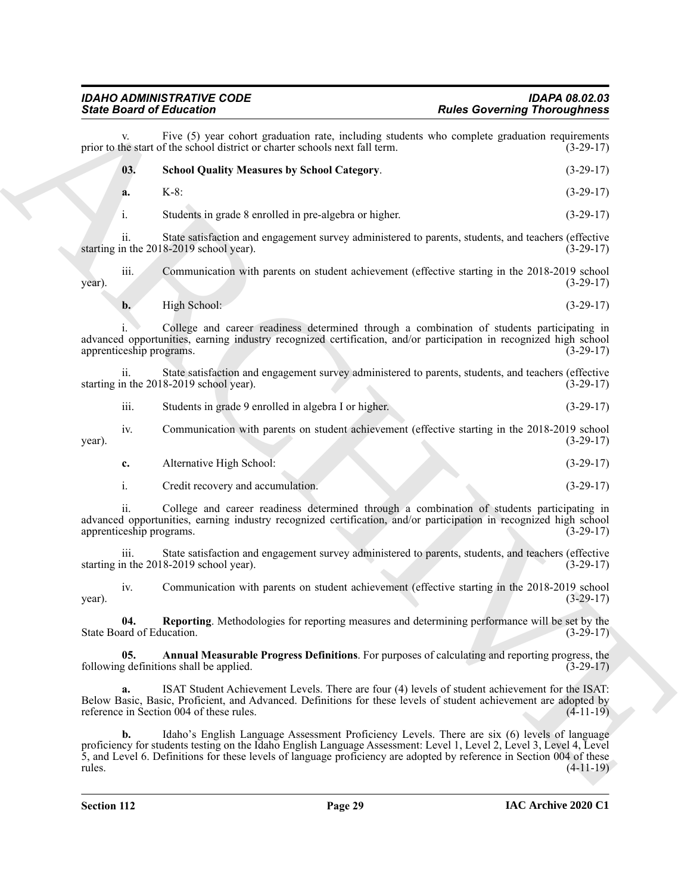v. Five (5) year cohort graduation rate, including students who complete graduation requirements prior to the start of the school district or charter schools next fall term. (3-29-17)

**03. School Quality Measures by School Category**. (3-29-17)

**a.** K-8: (3-29-17)

i. Students in grade 8 enrolled in pre-algebra or higher. (3-29-17)

ii. State satisfaction and engagement survey administered to parents, students, and teachers (effective starting in the 2018-2019 school year). (3-29-17)

iii. Communication with parents on student achievement (effective starting in the 2018-2019 school year). (3-29-17)

**b.** High School: (3-29-17)

i. College and career readiness determined through a combination of students participating in advanced opportunities, earning industry recognized certification, and/or participation in recognized high school apprenticeship programs. (3-29-17)

ii. State satisfaction and engagement survey administered to parents, students, and teachers (effective starting in the 2018-2019 school year). (3-29-17)

iii. Students in grade 9 enrolled in algebra I or higher. (3-29-17)

iv. Communication with parents on student achievement (effective starting in the 2018-2019 school year). (3-29-17)

**c.** Alternative High School: (3-29-17)

i. Credit recovery and accumulation. (3-29-17)

ii. College and career readiness determined through a combination of students participating in advanced opportunities, earning industry recognized certification, and/or participation in recognized high school apprenticeship programs. (3-29-17)

iii. State satisfaction and engagement survey administered to parents, students, and teachers (effective starting in the 2018-2019 school year). (3-29-17)

iv. Communication with parents on student achievement (effective starting in the 2018-2019 school year). (3-29-17)

**04. Reporting**. Methodologies for reporting measures and determining performance will be set by the State Board of Education. (3-29-17)

**05. Annual Measurable Progress Definitions**. For purposes of calculating and reporting progress, the following definitions shall be applied. (3-29-17)

**a.** ISAT Student Achievement Levels. There are four (4) levels of student achievement for the ISAT: Below Basic, Basic, Proficient, and Advanced. Definitions for these levels of student achievement are adopted by reference in Section 004 of these rules. (4-11-19)

**b.** Idaho's English Language Assessment Proficiency Levels. There are six (6) levels of language proficiency for students testing on the Idaho English Language Assessment: Level 1, Level 2, Level 3, Level 4, Level 5, and Level 6. Definitions for these levels of language proficiency are adopted by reference in Section 004 of these rules. (4-11-19)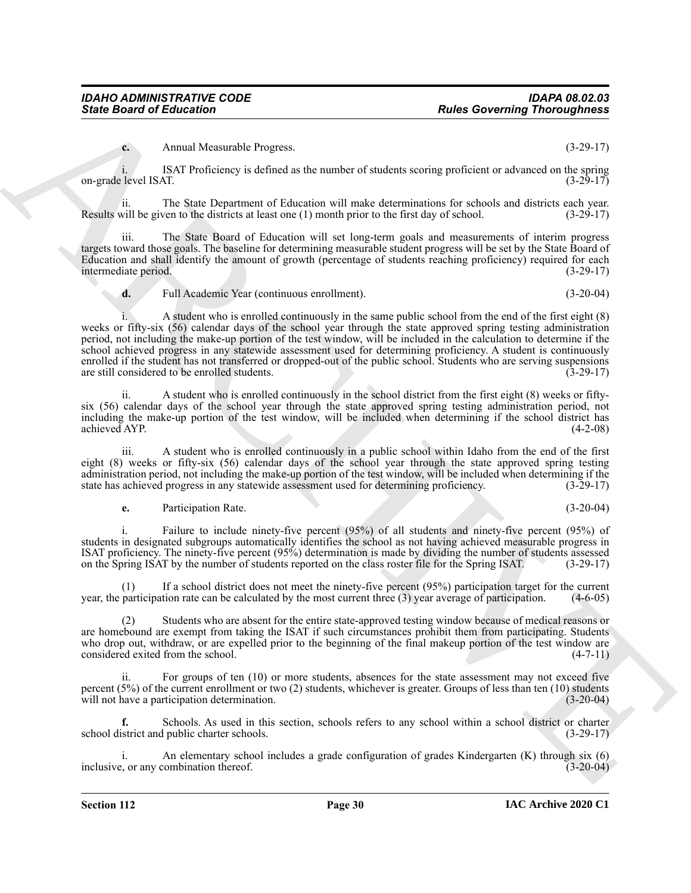**c.** Annual Measurable Progress. (3-29-17)

i. ISAT Proficiency is defined as the number of students scoring proficient or advanced on the spring on-grade level ISAT. (3-29-17)

ii. The State Department of Education will make determinations for schools and districts each year. Results will be given to the districts at least one (1) month prior to the first day of school. (3-29-17)

iii. The State Board of Education will set long-term goals and measurements of interim progress targets toward those goals. The baseline for determining measurable student progress will be set by the State Board of Education and shall identify the amount of growth (percentage of students reaching proficiency) required for each intermediate period. (3-29-17)

**d.** Full Academic Year (continuous enrollment). (3-20-04)

i. A student who is enrolled continuously in the same public school from the end of the first eight (8) weeks or fifty-six (56) calendar days of the school year through the state approved spring testing administration period, not including the make-up portion of the test window, will be included in the calculation to determine if the school achieved progress in any statewide assessment used for determining proficiency. A student is continuously enrolled if the student has not transferred or dropped-out of the public school. Students who are serving suspensions are still considered to be enrolled students. (3-29-17)

ii. A student who is enrolled continuously in the school district from the first eight (8) weeks or fifty-six (56) calendar days of the school year through the state approved spring testing administration period, not including the make-up portion of the test window, will be included when determining if the school district has achieved AYP. (4-2-08)

iii. A student who is enrolled continuously in a public school within Idaho from the end of the first eight (8) weeks or fifty-six (56) calendar days of the school year through the state approved spring testing administration period, not including the make-up portion of the test window, will be included when determining if the state has achieved progress in any statewide assessment used for determining proficiency. (3-29-17)

**e.** Participation Rate. (3-20-04)

i. Failure to include ninety-five percent (95%) of all students and ninety-five percent (95%) of students in designated subgroups automatically identifies the school as not having achieved measurable progress in ISAT proficiency. The ninety-five percent (95%) determination is made by dividing the number of students assessed on the Spring ISAT by the number of students reported on the class roster file for the Spring ISAT. (3-29-17)

(1) If a school district does not meet the ninety-five percent (95%) participation target for the current year, the participation rate can be calculated by the most current three (3) year average of participation. (4-6-05)

(2) Students who are absent for the entire state-approved testing window because of medical reasons or are homebound are exempt from taking the ISAT if such circumstances prohibit them from participating. Students who drop out, withdraw, or are expelled prior to the beginning of the final makeup portion of the test window are considered exited from the school. (4-7-11)

ii. For groups of ten (10) or more students, absences for the state assessment may not exceed five percent (5%) of the current enrollment or two (2) students, whichever is greater. Groups of less than ten (10) students will not have a participation determination. (3-20-04)

**f.** Schools. As used in this section, schools refers to any school within a school district or charter school district and public charter schools. (3-29-17)

i. An elementary school includes a grade configuration of grades Kindergarten (K) through six (6) inclusive, or any combination thereof. (3-20-04)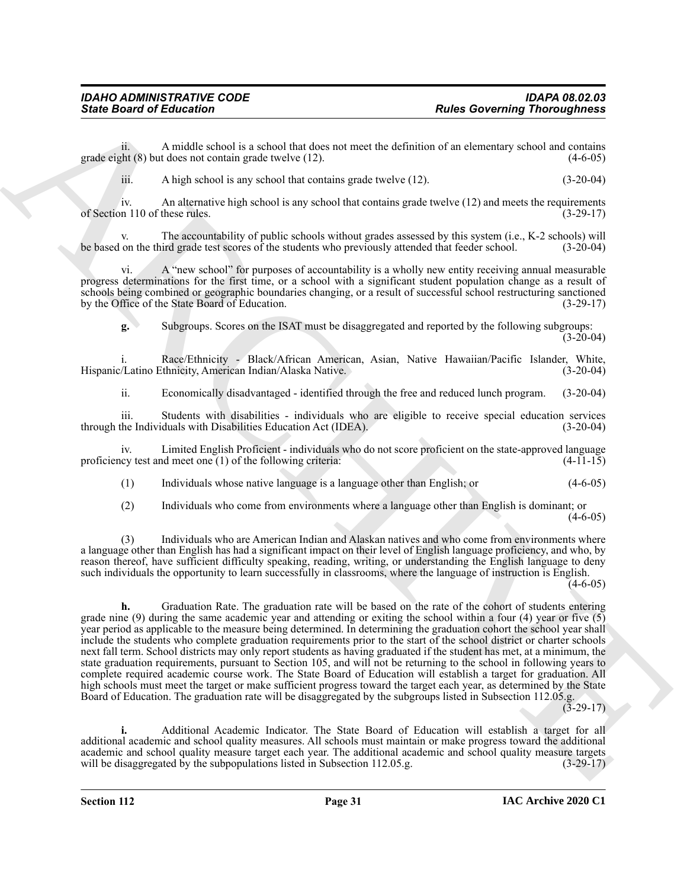ii. A middle school is a school that does not meet the definition of an elementary school and contains grade eight (8) but does not contain grade twelve (12). (4-6-05)

iii. A high school is any school that contains grade twelve (12). (3-20-04)

iv. An alternative high school is any school that contains grade twelve (12) and meets the requirements of Section 110 of these rules. (3-29-17)

v. The accountability of public schools without grades assessed by this system (i.e., K-2 schools) will be based on the third grade test scores of the students who previously attended that feeder school. (3-20-04)

vi. A "new school" for purposes of accountability is a wholly new entity receiving annual measurable progress determinations for the first time, or a school with a significant student population change as a result of schools being combined or geographic boundaries changing, or a result of successful school restructuring sanctioned by the Office of the State Board of Education. (3-29-17)

**g.** Subgroups. Scores on the ISAT must be disaggregated and reported by the following subgroups: (3-20-04)

i. Race/Ethnicity - Black/African American, Asian, Native Hawaiian/Pacific Islander, White, Hispanic/Latino Ethnicity, American Indian/Alaska Native. (3-20-04)

ii. Economically disadvantaged - identified through the free and reduced lunch program. (3-20-04)

iii. Students with disabilities - individuals who are eligible to receive special education services through the Individuals with Disabilities Education Act (IDEA). (3-20-04)

iv. Limited English Proficient - individuals who do not score proficient on the state-approved language proficiency test and meet one (1) of the following criteria: (4-11-15)

(1) Individuals whose native language is a language other than English; or (4-6-05)

(2) Individuals who come from environments where a language other than English is dominant; or (4-6-05)

(3) Individuals who are American Indian and Alaskan natives and who come from environments where a language other than English has had a significant impact on their level of English language proficiency, and who, by reason thereof, have sufficient difficulty speaking, reading, writing, or understanding the English language to deny such individuals the opportunity to learn successfully in classrooms, where the language of instruction is English. (4-6-05)

**h.** Graduation Rate. The graduation rate will be based on the rate of the cohort of students entering grade nine (9) during the same academic year and attending or exiting the school within a four (4) year or five (5) year period as applicable to the measure being determined. In determining the graduation cohort the school year shall include the students who complete graduation requirements prior to the start of the school district or charter schools next fall term. School districts may only report students as having graduated if the student has met, at a minimum, the state graduation requirements, pursuant to Section 105, and will not be returning to the school in following years to complete required academic course work. The State Board of Education will establish a target for graduation. All high schools must meet the target or make sufficient progress toward the target each year, as determined by the State Board of Education. The graduation rate will be disaggregated by the subgroups listed in Subsection 112.05.g. (3-29-17)

**i.** Additional Academic Indicator. The State Board of Education will establish a target for all additional academic and school quality measures. All schools must maintain or make progress toward the additional academic and school quality measure target each year. The additional academic and school quality measure targets will be disaggregated by the subpopulations listed in Subsection 112.05.g. (3-29-17)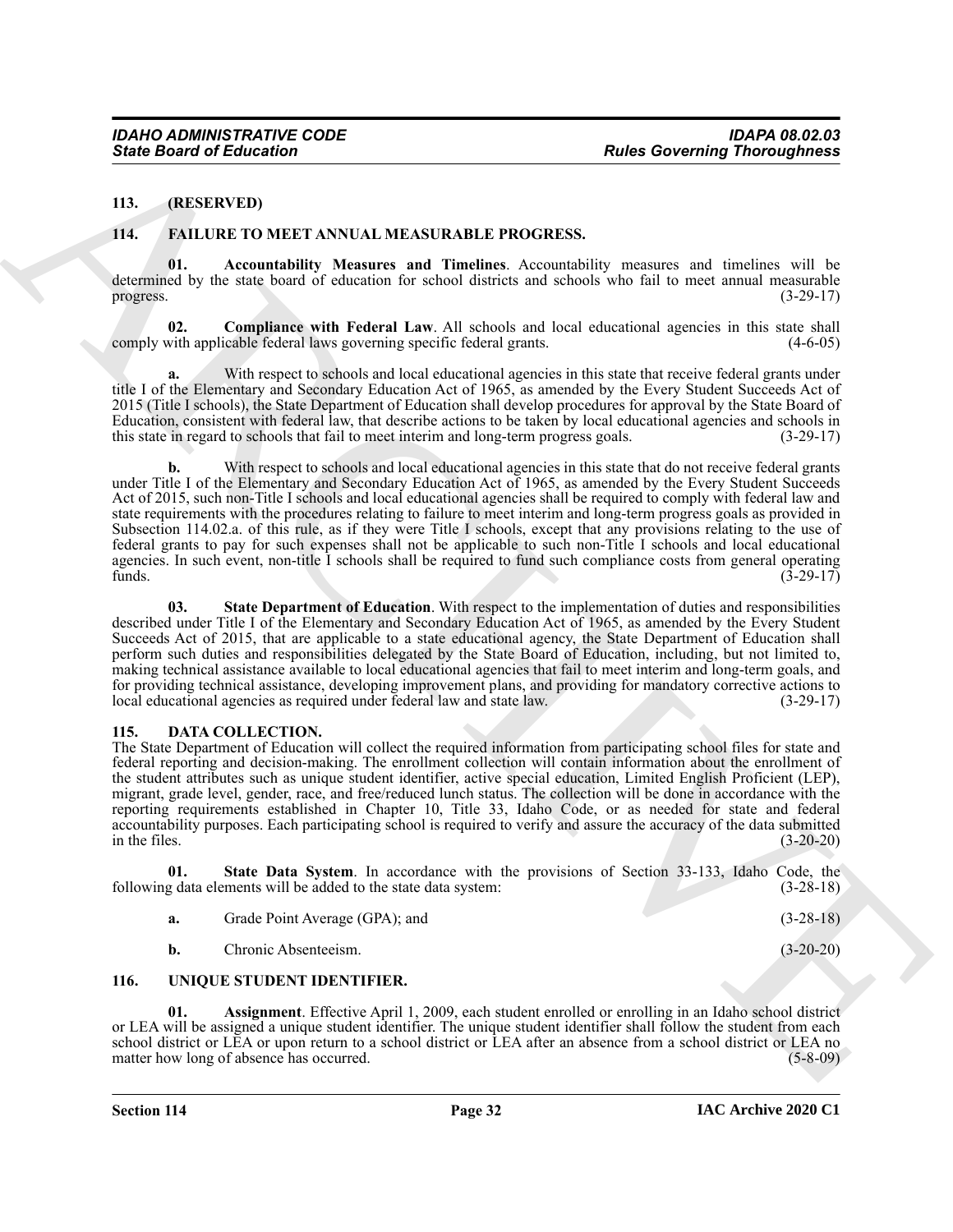## 113. (RESERVED)

## 114. FAILURE TO MEET ANNUAL MEASURABLE PROGRESS.

**01. Accountability Measures and Timelines**. Accountability measures and timelines will be determined by the state board of education for school districts and schools who fail to meet annual measurable progress. (3-29-17)

**02. Compliance with Federal Law**. All schools and local educational agencies in this state shall comply with applicable federal laws governing specific federal grants. (4-6-05)

**a.** With respect to schools and local educational agencies in this state that receive federal grants under title I of the Elementary and Secondary Education Act of 1965, as amended by the Every Student Succeeds Act of 2015 (Title I schools), the State Department of Education shall develop procedures for approval by the State Board of Education, consistent with federal law, that describe actions to be taken by local educational agencies and schools in this state in regard to schools that fail to meet interim and long-term progress goals. (3-29-17)

**b.** With respect to schools and local educational agencies in this state that do not receive federal grants under Title I of the Elementary and Secondary Education Act of 1965, as amended by the Every Student Succeeds Act of 2015, such non-Title I schools and local educational agencies shall be required to comply with federal law and state requirements with the procedures relating to failure to meet interim and long-term progress goals as provided in Subsection 114.02.a. of this rule, as if they were Title I schools, except that any provisions relating to the use of federal grants to pay for such expenses shall not be applicable to such non-Title I schools and local educational agencies. In such event, non-title I schools shall be required to fund such compliance costs from general operating funds. (3-29-17)

**03. State Department of Education**. With respect to the implementation of duties and responsibilities described under Title I of the Elementary and Secondary Education Act of 1965, as amended by the Every Student Succeeds Act of 2015, that are applicable to a state educational agency, the State Department of Education shall perform such duties and responsibilities delegated by the State Board of Education, including, but not limited to, making technical assistance available to local educational agencies that fail to meet interim and long-term goals, and for providing technical assistance, developing improvement plans, and providing for mandatory corrective actions to local educational agencies as required under federal law and state law. (3-29-17)

## 115. DATA COLLECTION.

The State Department of Education will collect the required information from participating school files for state and federal reporting and decision-making. The enrollment collection will contain information about the enrollment of the student attributes such as unique student identifier, active special education, Limited English Proficient (LEP), migrant, grade level, gender, race, and free/reduced lunch status. The collection will be done in accordance with the reporting requirements established in Chapter 10, Title 33, Idaho Code, or as needed for state and federal accountability purposes. Each participating school is required to verify and assure the accuracy of the data submitted in the files. (3-20-20)

**01. State Data System**. In accordance with the provisions of Section 33-133, Idaho Code, the following data elements will be added to the state data system: (3-28-18)

**a.** Grade Point Average (GPA); and (3-28-18)

**b.** Chronic Absenteeism. (3-20-20)

## 116. UNIQUE STUDENT IDENTIFIER.

**01. Assignment**. Effective April 1, 2009, each student enrolled or enrolling in an Idaho school district or LEA will be assigned a unique student identifier. The unique student identifier shall follow the student from each school district or LEA or upon return to a school district or LEA after an absence from a school district or LEA no matter how long of absence has occurred. (5-8-09)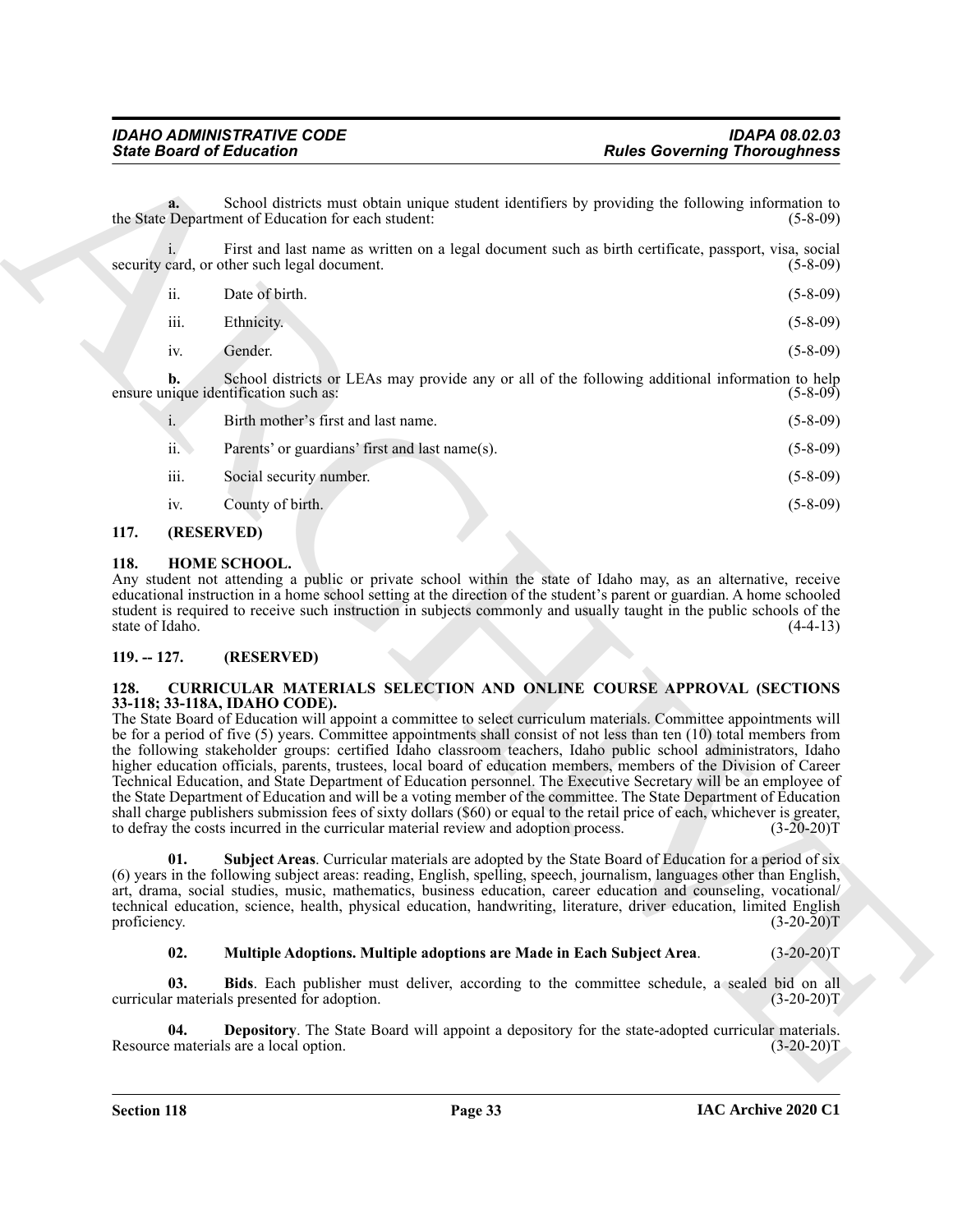**a.** School districts must obtain unique student identifiers by providing the following information to the State Department of Education for each student: (5-8-09)

i. First and last name as written on a legal document such as birth certificate, passport, visa, social security card, or other such legal document. (5-8-09)

ii. Date of birth. (5-8-09)

iii. Ethnicity. (5-8-09)

iv. Gender. (5-8-09)

**b.** School districts or LEAs may provide any or all of the following additional information to help ensure unique identification such as: (5-8-09)

i. Birth mother's first and last name. (5-8-09)

ii. Parents' or guardians' first and last name(s). (5-8-09)

iii. Social security number. (5-8-09)

iv. County of birth. (5-8-09)

## 117. (RESERVED)

## 118. HOME SCHOOL.

Any student not attending a public or private school within the state of Idaho may, as an alternative, receive educational instruction in a home school setting at the direction of the student's parent or guardian. A home schooled student is required to receive such instruction in subjects commonly and usually taught in the public schools of the state of Idaho. (4-4-13)

## 119. -- 127. (RESERVED)

## 128. CURRICULAR MATERIALS SELECTION AND ONLINE COURSE APPROVAL (SECTIONS 33-118; 33-118A, IDAHO CODE).

The State Board of Education will appoint a committee to select curriculum materials. Committee appointments will be for a period of five (5) years. Committee appointments shall consist of not less than ten (10) total members from the following stakeholder groups: certified Idaho classroom teachers, Idaho public school administrators, Idaho higher education officials, parents, trustees, local board of education members, members of the Division of Career Technical Education, and State Department of Education personnel. The Executive Secretary will be an employee of the State Department of Education and will be a voting member of the committee. The State Department of Education shall charge publishers submission fees of sixty dollars ($60) or equal to the retail price of each, whichever is greater, to defray the costs incurred in the curricular material review and adoption process. (3-20-20)T

**01. Subject Areas**. Curricular materials are adopted by the State Board of Education for a period of six (6) years in the following subject areas: reading, English, spelling, speech, journalism, languages other than English, art, drama, social studies, music, mathematics, business education, career education and counseling, vocational/technical education, science, health, physical education, handwriting, literature, driver education, limited English proficiency. (3-20-20)T

**02. Multiple Adoptions. Multiple adoptions are Made in Each Subject Area**. (3-20-20)T

**03. Bids**. Each publisher must deliver, according to the committee schedule, a sealed bid on all curricular materials presented for adoption. (3-20-20)T

**04. Depository**. The State Board will appoint a depository for the state-adopted curricular materials. Resource materials are a local option. (3-20-20)T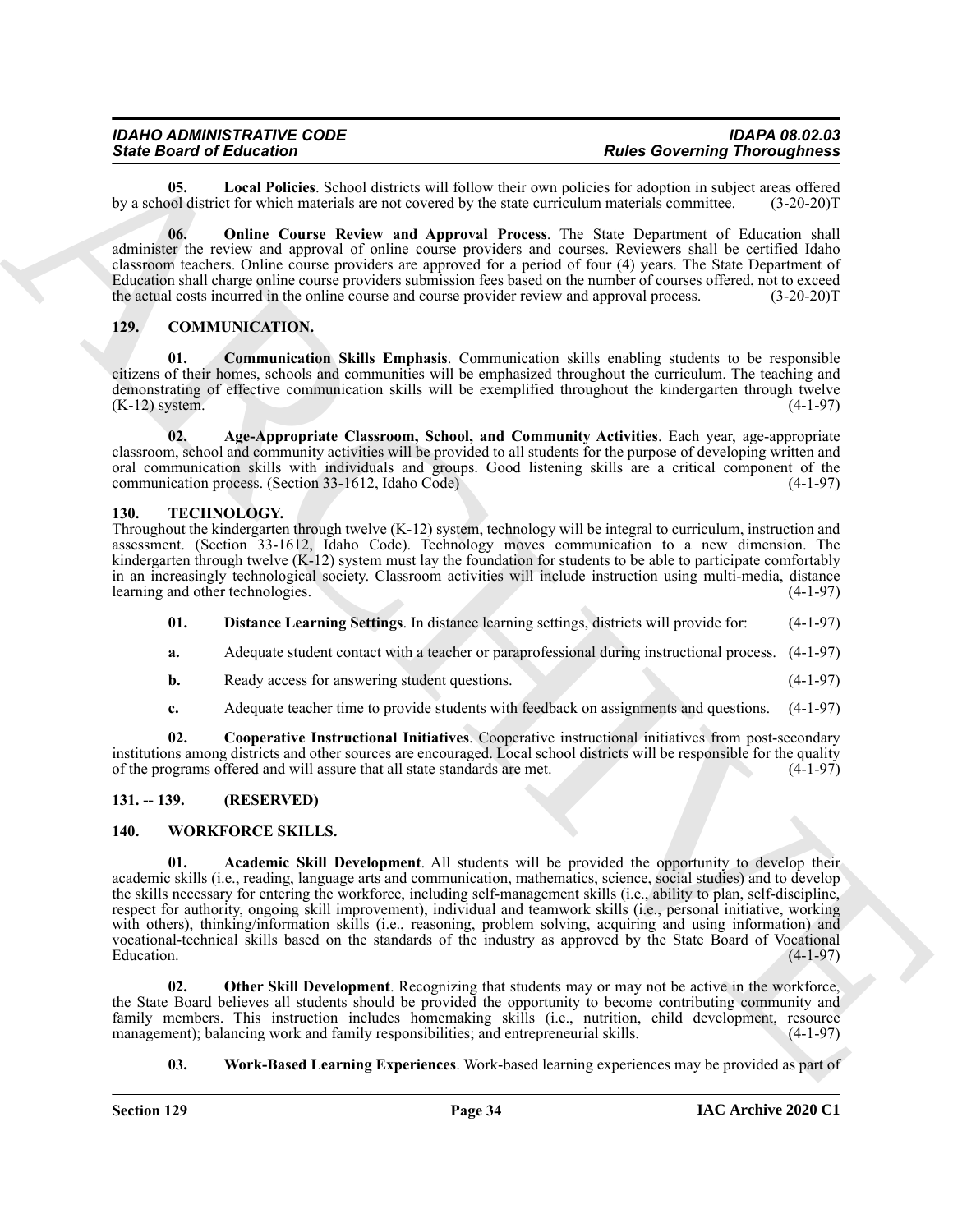**05. Local Policies**. School districts will follow their own policies for adoption in subject areas offered by a school district for which materials are not covered by the state curriculum materials committee. (3-20-20)T

**06. Online Course Review and Approval Process**. The State Department of Education shall administer the review and approval of online course providers and courses. Reviewers shall be certified Idaho classroom teachers. Online course providers are approved for a period of four (4) years. The State Department of Education shall charge online course providers submission fees based on the number of courses offered, not to exceed the actual costs incurred in the online course and course provider review and approval process. (3-20-20)T

## 129. COMMUNICATION.

**01. Communication Skills Emphasis**. Communication skills enabling students to be responsible citizens of their homes, schools and communities will be emphasized throughout the curriculum. The teaching and demonstrating of effective communication skills will be exemplified throughout the kindergarten through twelve (K-12) system. (4-1-97)

**02. Age-Appropriate Classroom, School, and Community Activities**. Each year, age-appropriate classroom, school and community activities will be provided to all students for the purpose of developing written and oral communication skills with individuals and groups. Good listening skills are a critical component of the communication process. (Section 33-1612, Idaho Code) (4-1-97)

## 130. TECHNOLOGY.

Throughout the kindergarten through twelve (K-12) system, technology will be integral to curriculum, instruction and assessment. (Section 33-1612, Idaho Code). Technology moves communication to a new dimension. The kindergarten through twelve (K-12) system must lay the foundation for students to be able to participate comfortably in an increasingly technological society. Classroom activities will include instruction using multi-media, distance learning and other technologies. (4-1-97)

**01. Distance Learning Settings**. In distance learning settings, districts will provide for: (4-1-97)

**a.** Adequate student contact with a teacher or paraprofessional during instructional process. (4-1-97)

**b.** Ready access for answering student questions. (4-1-97)

**c.** Adequate teacher time to provide students with feedback on assignments and questions. (4-1-97)

**02. Cooperative Instructional Initiatives**. Cooperative instructional initiatives from post-secondary institutions among districts and other sources are encouraged. Local school districts will be responsible for the quality of the programs offered and will assure that all state standards are met. (4-1-97)

## 131. -- 139. (RESERVED)

## 140. WORKFORCE SKILLS.

**01. Academic Skill Development**. All students will be provided the opportunity to develop their academic skills (i.e., reading, language arts and communication, mathematics, science, social studies) and to develop the skills necessary for entering the workforce, including self-management skills (i.e., ability to plan, self-discipline, respect for authority, ongoing skill improvement), individual and teamwork skills (i.e., personal initiative, working with others), thinking/information skills (i.e., reasoning, problem solving, acquiring and using information) and vocational-technical skills based on the standards of the industry as approved by the State Board of Vocational Education. (4-1-97)

**02. Other Skill Development**. Recognizing that students may or may not be active in the workforce, the State Board believes all students should be provided the opportunity to become contributing community and family members. This instruction includes homemaking skills (i.e., nutrition, child development, resource management); balancing work and family responsibilities; and entrepreneurial skills. (4-1-97)

**03. Work-Based Learning Experiences**. Work-based learning experiences may be provided as part of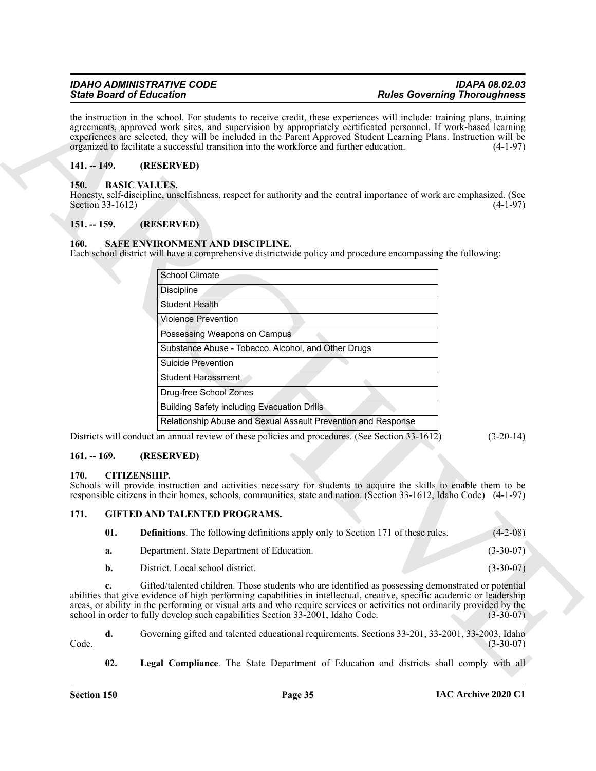the instruction in the school. For students to receive credit, these experiences will include: training plans, training agreements, approved work sites, and supervision by appropriately certificated personnel. If work-based learning experiences are selected, they will be included in the Parent Approved Student Learning Plans. Instruction will be organized to facilitate a successful transition into the workforce and further education. (4-1-97)

## 141. -- 149. (RESERVED)

## 150. BASIC VALUES.

Honesty, self-discipline, unselfishness, respect for authority and the central importance of work are emphasized. (See Section 33-1612) (4-1-97)

## 151. -- 159. (RESERVED)

## 160. SAFE ENVIRONMENT AND DISCIPLINE.

Each school district will have a comprehensive districtwide policy and procedure encompassing the following:

| |
|---|
| School Climate |
| Discipline |
| Student Health |
| Violence Prevention |
| Possessing Weapons on Campus |
| Substance Abuse - Tobacco, Alcohol, and Other Drugs |
| Suicide Prevention |
| Student Harassment |
| Drug-free School Zones |
| Building Safety including Evacuation Drills |
| Relationship Abuse and Sexual Assault Prevention and Response |

Districts will conduct an annual review of these policies and procedures. (See Section 33-1612) (3-20-14)

## 161. -- 169. (RESERVED)

## 170. CITIZENSHIP.

Schools will provide instruction and activities necessary for students to acquire the skills to enable them to be responsible citizens in their homes, schools, communities, state and nation. (Section 33-1612, Idaho Code) (4-1-97)

## 171. GIFTED AND TALENTED PROGRAMS.

**01. Definitions**. The following definitions apply only to Section 171 of these rules. (4-2-08)

**a.** Department. State Department of Education. (3-30-07)

**b.** District. Local school district. (3-30-07)

**c.** Gifted/talented children. Those students who are identified as possessing demonstrated or potential abilities that give evidence of high performing capabilities in intellectual, creative, specific academic or leadership areas, or ability in the performing or visual arts and who require services or activities not ordinarily provided by the school in order to fully develop such capabilities Section 33-2001, Idaho Code. (3-30-07)

**d.** Governing gifted and talented educational requirements. Sections 33-201, 33-2001, 33-2003, Idaho Code. (3-30-07)

**02. Legal Compliance**. The State Department of Education and districts shall comply with all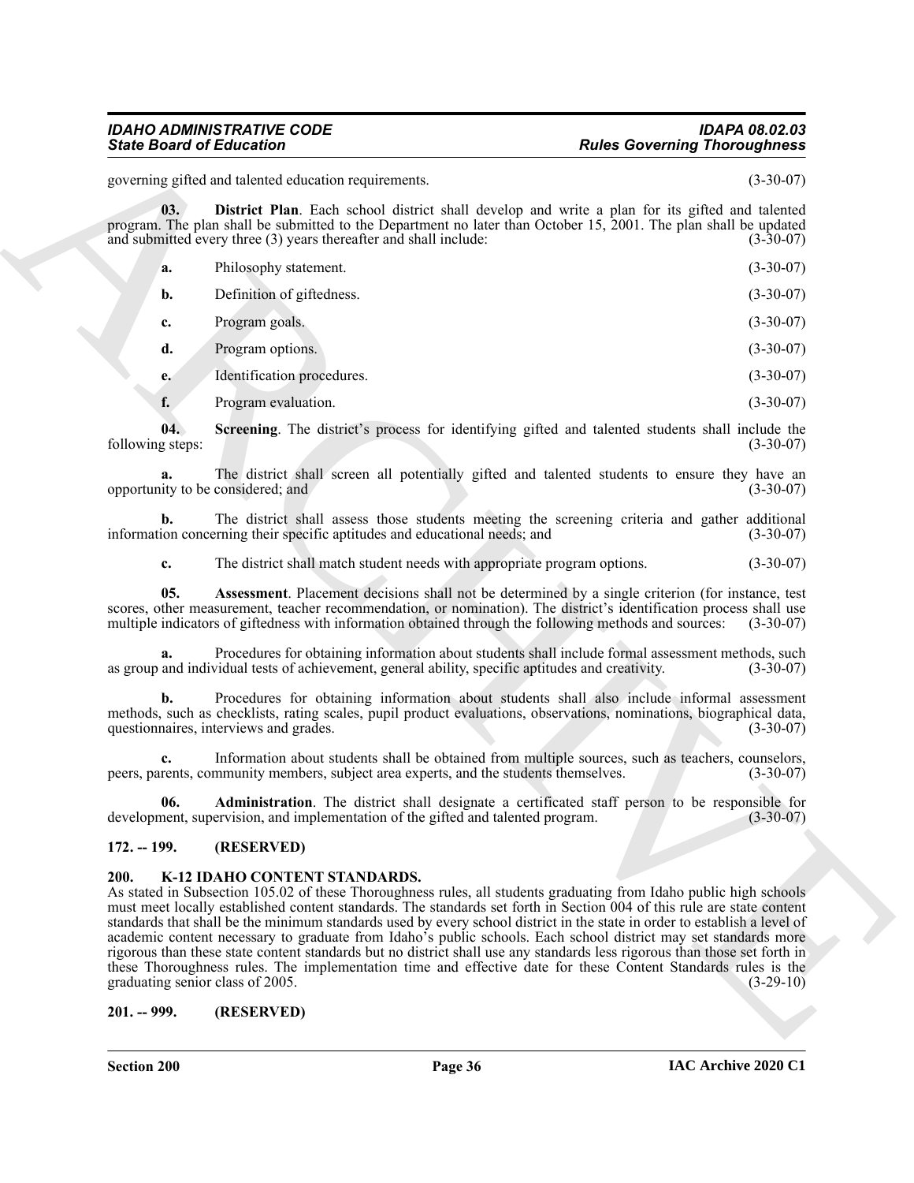governing gifted and talented education requirements. (3-30-07)

**03. District Plan**. Each school district shall develop and write a plan for its gifted and talented program. The plan shall be submitted to the Department no later than October 15, 2001. The plan shall be updated and submitted every three (3) years thereafter and shall include: (3-30-07)

**a.** Philosophy statement. (3-30-07)

**b.** Definition of giftedness. (3-30-07)

**c.** Program goals. (3-30-07)

**d.** Program options. (3-30-07)

**e.** Identification procedures. (3-30-07)

**f.** Program evaluation. (3-30-07)

**04. Screening**. The district's process for identifying gifted and talented students shall include the following steps: (3-30-07)

**a.** The district shall screen all potentially gifted and talented students to ensure they have an opportunity to be considered; and (3-30-07)

**b.** The district shall assess those students meeting the screening criteria and gather additional information concerning their specific aptitudes and educational needs; and (3-30-07)

**c.** The district shall match student needs with appropriate program options. (3-30-07)

**05. Assessment**. Placement decisions shall not be determined by a single criterion (for instance, test scores, other measurement, teacher recommendation, or nomination). The district's identification process shall use multiple indicators of giftedness with information obtained through the following methods and sources: (3-30-07)

**a.** Procedures for obtaining information about students shall include formal assessment methods, such as group and individual tests of achievement, general ability, specific aptitudes and creativity. (3-30-07)

**b.** Procedures for obtaining information about students shall also include informal assessment methods, such as checklists, rating scales, pupil product evaluations, observations, nominations, biographical data, questionnaires, interviews and grades. (3-30-07)

**c.** Information about students shall be obtained from multiple sources, such as teachers, counselors, peers, parents, community members, subject area experts, and the students themselves. (3-30-07)

**06. Administration**. The district shall designate a certificated staff person to be responsible for development, supervision, and implementation of the gifted and talented program. (3-30-07)

## 172. -- 199. (RESERVED)

## 200. K-12 IDAHO CONTENT STANDARDS.

As stated in Subsection 105.02 of these Thoroughness rules, all students graduating from Idaho public high schools must meet locally established content standards. The standards set forth in Section 004 of this rule are state content standards that shall be the minimum standards used by every school district in the state in order to establish a level of academic content necessary to graduate from Idaho's public schools. Each school district may set standards more rigorous than these state content standards but no district shall use any standards less rigorous than those set forth in these Thoroughness rules. The implementation time and effective date for these Content Standards rules is the graduating senior class of 2005. (3-29-10)

## 201. -- 999. (RESERVED)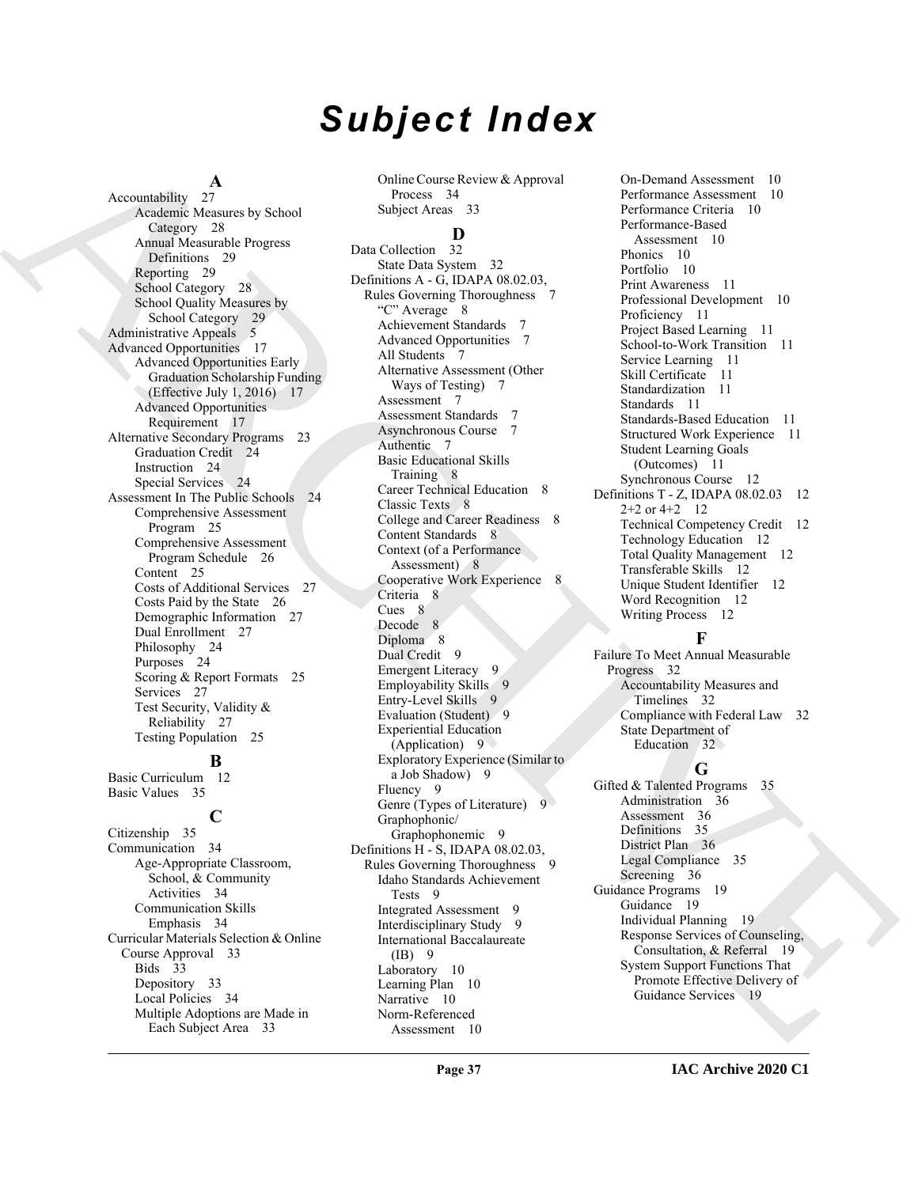# Subject Index

**A**

Accountability 27
- Academic Measures by School Category 28
- Annual Measurable Progress Definitions 29
- Reporting 29
- School Category 28
- School Quality Measures by School Category 29

Administrative Appeals 5

Advanced Opportunities 17
- Advanced Opportunities Early Graduation Scholarship Funding (Effective July 1, 2016) 17
- Advanced Opportunities Requirement 17

Alternative Secondary Programs 23
- Graduation Credit 24
- Instruction 24
- Special Services 24

Assessment In The Public Schools 24
- Comprehensive Assessment Program 25
- Comprehensive Assessment Program Schedule 26
- Content 25
- Costs of Additional Services 27
- Costs Paid by the State 26
- Demographic Information 27
- Dual Enrollment 27
- Philosophy 24
- Purposes 24
- Scoring & Report Formats 25
- Services 27
- Test Security, Validity & Reliability 27
- Testing Population 25

**B**

Basic Curriculum 12

Basic Values 35

**C**

Citizenship 35

Communication 34
- Age-Appropriate Classroom, School, & Community Activities 34
- Communication Skills Emphasis 34

Curricular Materials Selection & Online Course Approval 33
- Bids 33
- Depository 33
- Local Policies 34
- Multiple Adoptions are Made in Each Subject Area 33
- Online Course Review & Approval Process 34
- Subject Areas 33

**D**

Data Collection 32
- State Data System 32

Definitions A - G, IDAPA 08.02.03, Rules Governing Thoroughness 7
- "C" Average 8
- Achievement Standards 7
- Advanced Opportunities 7
- All Students 7
- Alternative Assessment (Other Ways of Testing) 7
- Assessment 7
- Assessment Standards 7
- Asynchronous Course 7
- Authentic 7
- Basic Educational Skills Training 8
- Career Technical Education 8
- Classic Texts 8
- College and Career Readiness 8
- Content Standards 8
- Context (of a Performance Assessment) 8
- Cooperative Work Experience 8
- Criteria 8
- Cues 8
- Decode 8
- Diploma 8
- Dual Credit 9
- Emergent Literacy 9
- Employability Skills 9
- Entry-Level Skills 9
- Evaluation (Student) 9
- Experiential Education (Application) 9
- Exploratory Experience (Similar to a Job Shadow) 9
- Fluency 9
- Genre (Types of Literature) 9
- Graphophonic/ Graphophonemic 9

Definitions H - S, IDAPA 08.02.03, Rules Governing Thoroughness 9
- Idaho Standards Achievement Tests 9
- Integrated Assessment 9
- Interdisciplinary Study 9
- International Baccalaureate (IB) 9
- Laboratory 10
- Learning Plan 10
- Narrative 10
- Norm-Referenced Assessment 10
- On-Demand Assessment 10
- Performance Assessment 10
- Performance Criteria 10
- Performance-Based Assessment 10
- Phonics 10
- Portfolio 10
- Print Awareness 11
- Professional Development 10
- Proficiency 11
- Project Based Learning 11
- School-to-Work Transition 11
- Service Learning 11
- Skill Certificate 11
- Standardization 11
- Standards 11
- Standards-Based Education 11
- Structured Work Experience 11
- Student Learning Goals (Outcomes) 11
- Synchronous Course 12

Definitions T - Z, IDAPA 08.02.03 12
- 2+2 or 4+2 12
- Technical Competency Credit 12
- Technology Education 12
- Total Quality Management 12
- Transferable Skills 12
- Unique Student Identifier 12
- Word Recognition 12
- Writing Process 12

**F**

Failure To Meet Annual Measurable Progress 32
- Accountability Measures and Timelines 32
- Compliance with Federal Law 32
- State Department of Education 32

**G**

Gifted & Talented Programs 35
- Administration 36
- Assessment 36
- Definitions 35
- District Plan 36
- Legal Compliance 35
- Screening 36

Guidance Programs 19
- Guidance 19
- Individual Planning 19
- Response Services of Counseling, Consultation, & Referral 19
- System Support Functions That Promote Effective Delivery of Guidance Services 19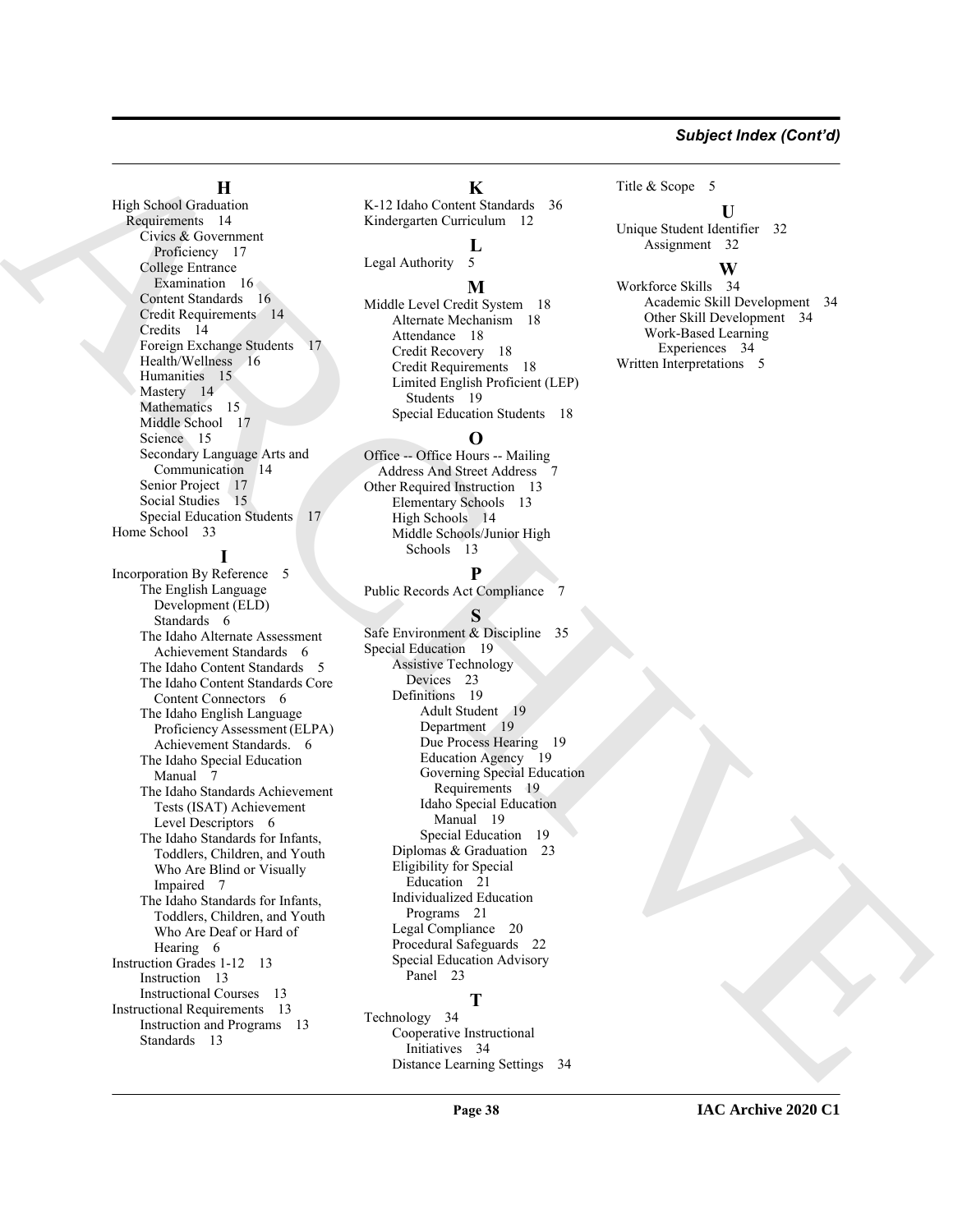## Subject Index (Cont'd)

**H**

High School Graduation Requirements 14
- Civics & Government Proficiency 17
- College Entrance Examination 16
- Content Standards 16
- Credit Requirements 14
- Credits 14
- Foreign Exchange Students 17
- Health/Wellness 16
- Humanities 15
- Mastery 14
- Mathematics 15
- Middle School 17
- Science 15
- Secondary Language Arts and Communication 14
- Senior Project 17
- Social Studies 15
- Special Education Students 17

Home School 33

**I**

Incorporation By Reference 5
- The English Language Development (ELD) Standards 6
- The Idaho Alternate Assessment Achievement Standards 6
- The Idaho Content Standards 5
- The Idaho Content Standards Core Content Connectors 6
- The Idaho English Language Proficiency Assessment (ELPA) Achievement Standards. 6
- The Idaho Special Education Manual 7
- The Idaho Standards Achievement Tests (ISAT) Achievement Level Descriptors 6
- The Idaho Standards for Infants, Toddlers, Children, and Youth Who Are Blind or Visually Impaired 7
- The Idaho Standards for Infants, Toddlers, Children, and Youth Who Are Deaf or Hard of Hearing 6

Instruction Grades 1-12 13
- Instruction 13
- Instructional Courses 13

Instructional Requirements 13
- Instruction and Programs 13
- Standards 13

**K**

K-12 Idaho Content Standards 36
Kindergarten Curriculum 12

**L**

Legal Authority 5

**M**

Middle Level Credit System 18
- Alternate Mechanism 18
- Attendance 18
- Credit Recovery 18
- Credit Requirements 18
- Limited English Proficient (LEP) Students 19
- Special Education Students 18

**O**

Office -- Office Hours -- Mailing Address And Street Address 7
Other Required Instruction 13
- Elementary Schools 13
- High Schools 14
- Middle Schools/Junior High Schools 13

**P**

Public Records Act Compliance 7

**S**

Safe Environment & Discipline 35
Special Education 19
- Assistive Technology Devices 23
- Definitions 19
  - Adult Student 19
  - Department 19
  - Due Process Hearing 19
  - Education Agency 19
  - Governing Special Education Requirements 19
  - Idaho Special Education Manual 19
  - Special Education 19
- Diplomas & Graduation 23
- Eligibility for Special Education 21
- Individualized Education Programs 21
- Legal Compliance 20
- Procedural Safeguards 22
- Special Education Advisory Panel 23

**T**

Technology 34
- Cooperative Instructional Initiatives 34
- Distance Learning Settings 34

Title & Scope 5

**U**

Unique Student Identifier 32
- Assignment 32

**W**

Workforce Skills 34
- Academic Skill Development 34
- Other Skill Development 34
- Work-Based Learning Experiences 34

Written Interpretations 5